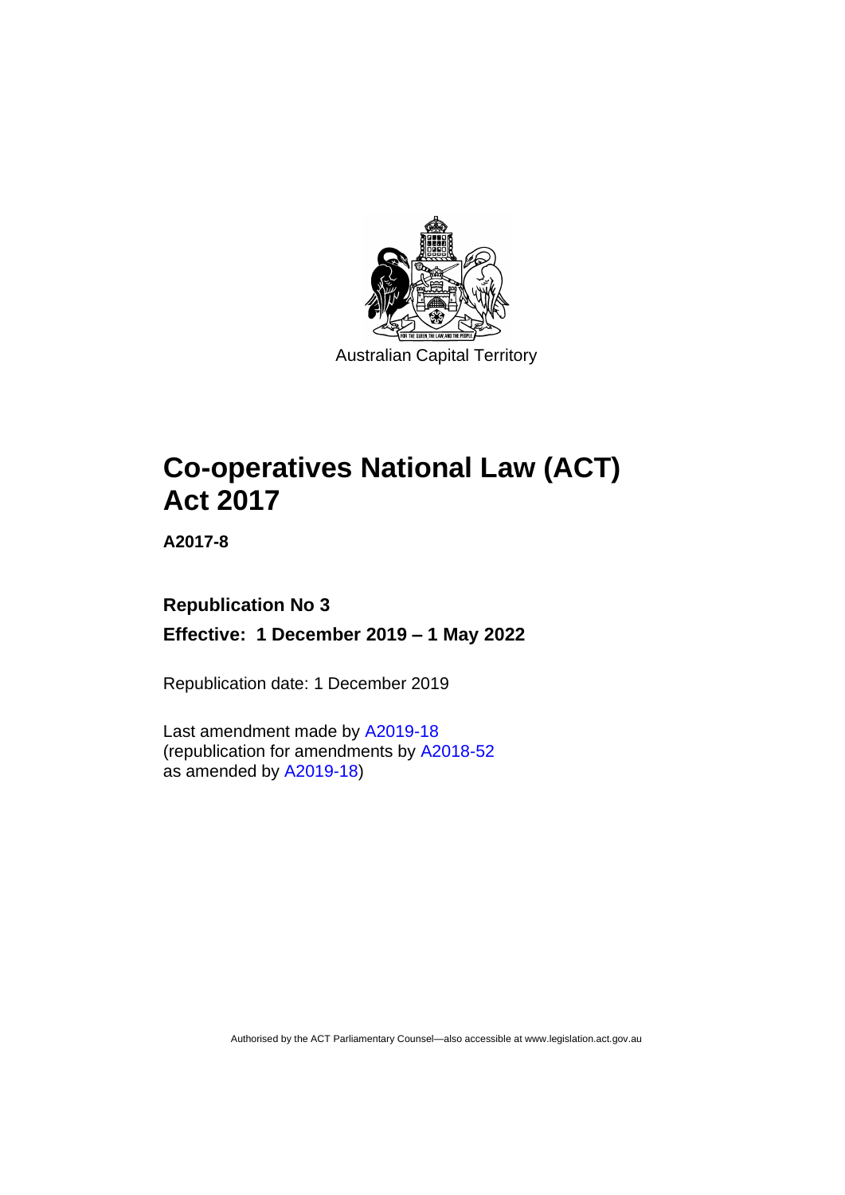Australian Capital Territory

# Co-operatives National Law (ACT) Act 2017

**A2017-8**

## Republication No 3

**Effective: 1 December 2019 – 1 May 2022**

Republication date: 1 December 2019

Last amendment made by A2019-18
(republication for amendments by A2018-52
as amended by A2019-18)

Authorised by the ACT Parliamentary Counsel—also accessible at www.legislation.act.gov.au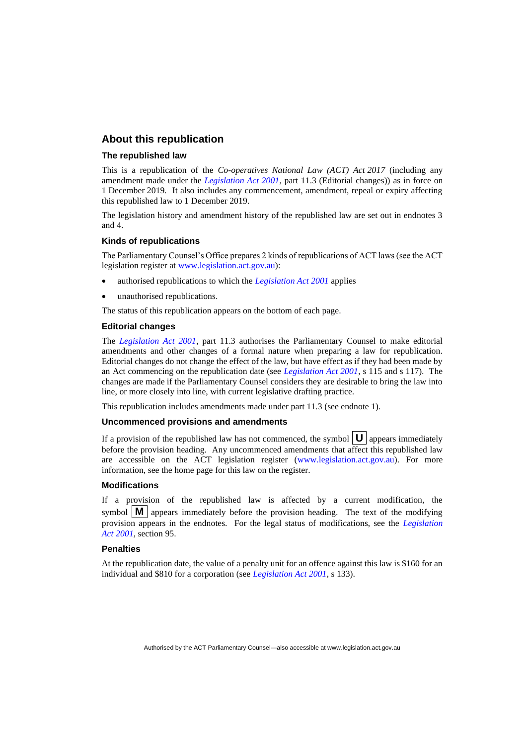## About this republication

### The republished law

This is a republication of the *Co-operatives National Law (ACT) Act 2017* (including any amendment made under the *Legislation Act 2001*, part 11.3 (Editorial changes)) as in force on 1 December 2019. It also includes any commencement, amendment, repeal or expiry affecting this republished law to 1 December 2019.

The legislation history and amendment history of the republished law are set out in endnotes 3 and 4.

### Kinds of republications

The Parliamentary Counsel's Office prepares 2 kinds of republications of ACT laws (see the ACT legislation register at www.legislation.act.gov.au):

- authorised republications to which the *Legislation Act 2001* applies
- unauthorised republications.

The status of this republication appears on the bottom of each page.

### Editorial changes

The *Legislation Act 2001*, part 11.3 authorises the Parliamentary Counsel to make editorial amendments and other changes of a formal nature when preparing a law for republication. Editorial changes do not change the effect of the law, but have effect as if they had been made by an Act commencing on the republication date (see *Legislation Act 2001*, s 115 and s 117). The changes are made if the Parliamentary Counsel considers they are desirable to bring the law into line, or more closely into line, with current legislative drafting practice.

This republication includes amendments made under part 11.3 (see endnote 1).

### Uncommenced provisions and amendments

If a provision of the republished law has not commenced, the symbol **U** appears immediately before the provision heading. Any uncommenced amendments that affect this republished law are accessible on the ACT legislation register (www.legislation.act.gov.au). For more information, see the home page for this law on the register.

### Modifications

If a provision of the republished law is affected by a current modification, the symbol **M** appears immediately before the provision heading. The text of the modifying provision appears in the endnotes. For the legal status of modifications, see the *Legislation Act 2001*, section 95.

### Penalties

At the republication date, the value of a penalty unit for an offence against this law is $160 for an individual and $810 for a corporation (see *Legislation Act 2001*, s 133).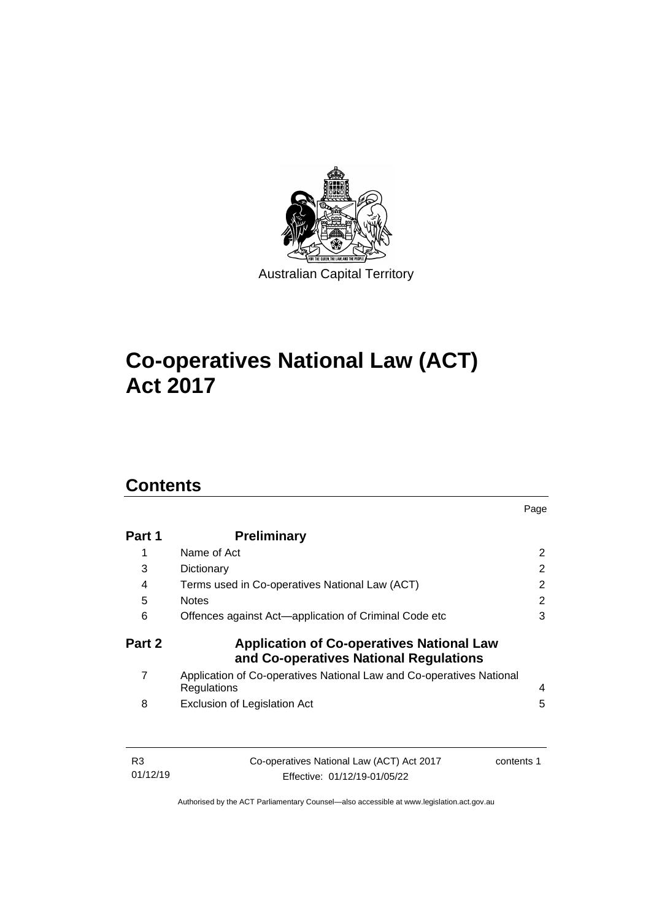Australian Capital Territory

# Co-operatives National Law (ACT) Act 2017

## Contents

| | | Page |
|---|---|---|
| **Part 1** | **Preliminary** | |
| 1 | Name of Act | 2 |
| 3 | Dictionary | 2 |
| 4 | Terms used in Co-operatives National Law (ACT) | 2 |
| 5 | Notes | 2 |
| 6 | Offences against Act—application of Criminal Code etc | 3 |
| **Part 2** | **Application of Co-operatives National Law and Co-operatives National Regulations** | |
| 7 | Application of Co-operatives National Law and Co-operatives National Regulations | 4 |
| 8 | Exclusion of Legislation Act | 5 |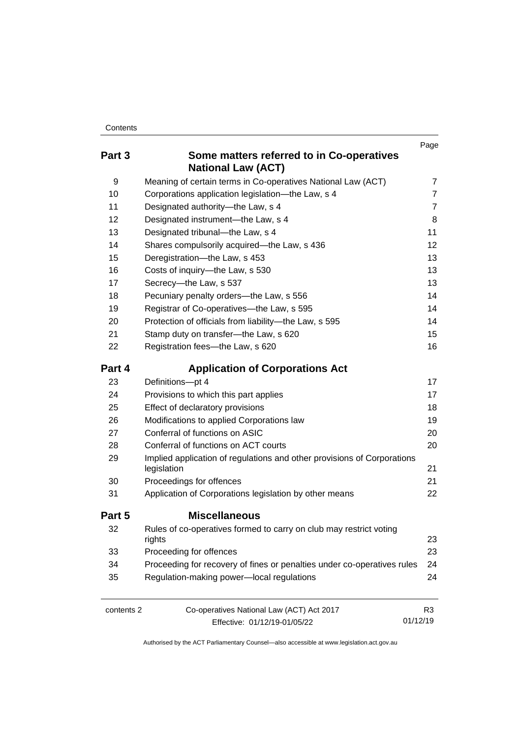| | | Page |
|---|---|---|
| **Part 3** | **Some matters referred to in Co-operatives National Law (ACT)** | |
| 9 | Meaning of certain terms in Co-operatives National Law (ACT) | 7 |
| 10 | Corporations application legislation—the Law, s 4 | 7 |
| 11 | Designated authority—the Law, s 4 | 7 |
| 12 | Designated instrument—the Law, s 4 | 8 |
| 13 | Designated tribunal—the Law, s 4 | 11 |
| 14 | Shares compulsorily acquired—the Law, s 436 | 12 |
| 15 | Deregistration—the Law, s 453 | 13 |
| 16 | Costs of inquiry—the Law, s 530 | 13 |
| 17 | Secrecy—the Law, s 537 | 13 |
| 18 | Pecuniary penalty orders—the Law, s 556 | 14 |
| 19 | Registrar of Co-operatives—the Law, s 595 | 14 |
| 20 | Protection of officials from liability—the Law, s 595 | 14 |
| 21 | Stamp duty on transfer—the Law, s 620 | 15 |
| 22 | Registration fees—the Law, s 620 | 16 |
| **Part 4** | **Application of Corporations Act** | |
| 23 | Definitions—pt 4 | 17 |
| 24 | Provisions to which this part applies | 17 |
| 25 | Effect of declaratory provisions | 18 |
| 26 | Modifications to applied Corporations law | 19 |
| 27 | Conferral of functions on ASIC | 20 |
| 28 | Conferral of functions on ACT courts | 20 |
| 29 | Implied application of regulations and other provisions of Corporations legislation | 21 |
| 30 | Proceedings for offences | 21 |
| 31 | Application of Corporations legislation by other means | 22 |
| **Part 5** | **Miscellaneous** | |
| 32 | Rules of co-operatives formed to carry on club may restrict voting rights | 23 |
| 33 | Proceeding for offences | 23 |
| 34 | Proceeding for recovery of fines or penalties under co-operatives rules | 24 |
| 35 | Regulation-making power—local regulations | 24 |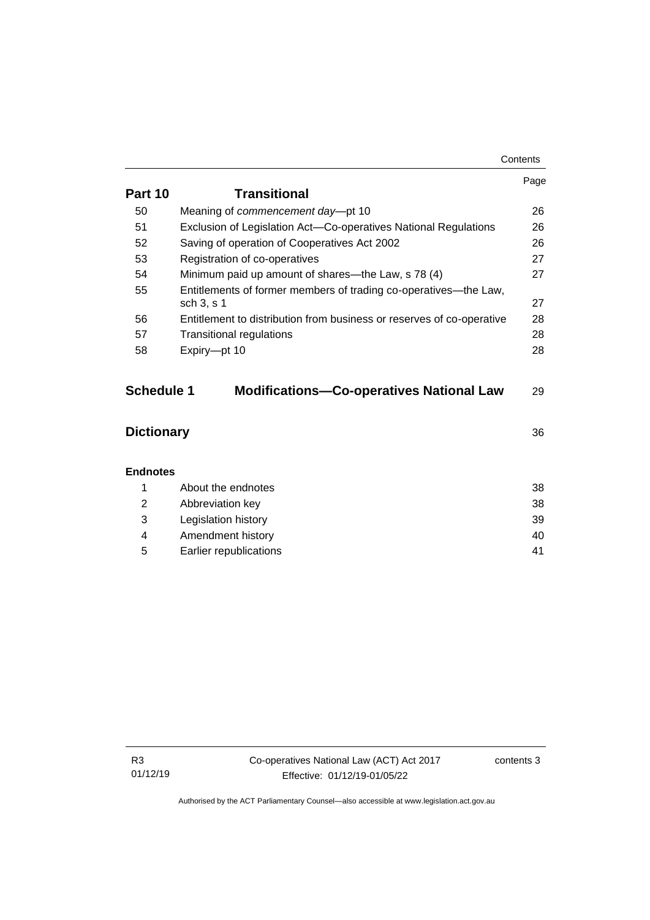| | | Page |
|---|---|---|
| **Part 10** | **Transitional** | |
| 50 | Meaning of *commencement day*—pt 10 | 26 |
| 51 | Exclusion of Legislation Act—Co-operatives National Regulations | 26 |
| 52 | Saving of operation of Cooperatives Act 2002 | 26 |
| 53 | Registration of co-operatives | 27 |
| 54 | Minimum paid up amount of shares—the Law, s 78 (4) | 27 |
| 55 | Entitlements of former members of trading co-operatives—the Law, sch 3, s 1 | 27 |
| 56 | Entitlement to distribution from business or reserves of co-operative | 28 |
| 57 | Transitional regulations | 28 |
| 58 | Expiry—pt 10 | 28 |
| **Schedule 1** | **Modifications—Co-operatives National Law** | 29 |
| **Dictionary** | | 36 |
| **Endnotes** | | |
| 1 | About the endnotes | 38 |
| 2 | Abbreviation key | 38 |
| 3 | Legislation history | 39 |
| 4 | Amendment history | 40 |
| 5 | Earlier republications | 41 |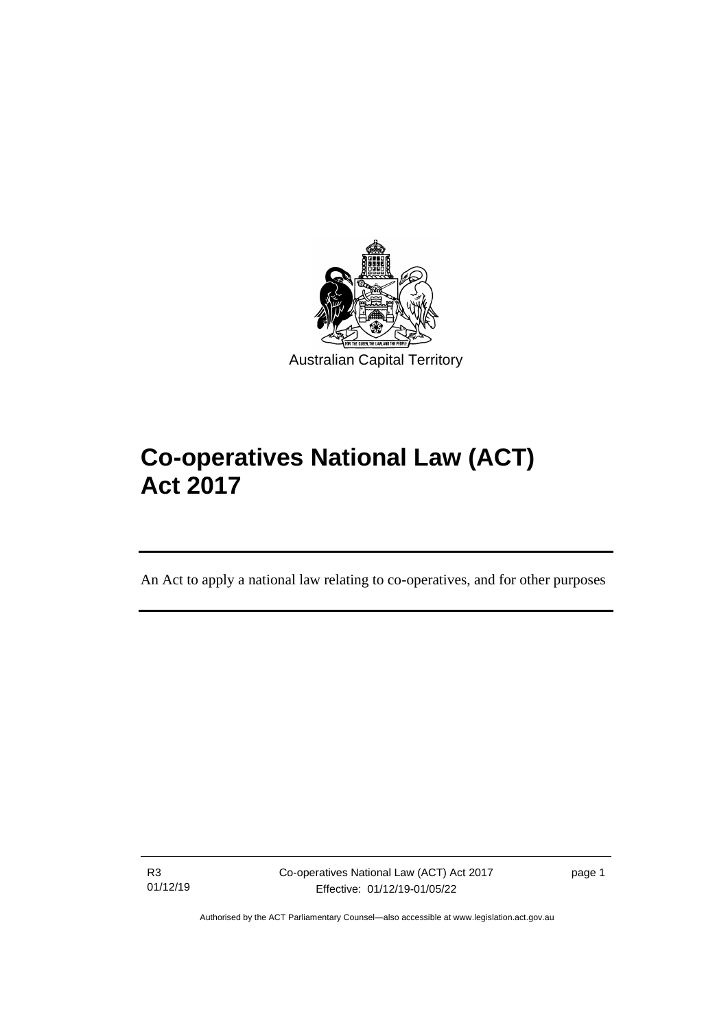Australian Capital Territory

# Co-operatives National Law (ACT) Act 2017

An Act to apply a national law relating to co-operatives, and for other purposes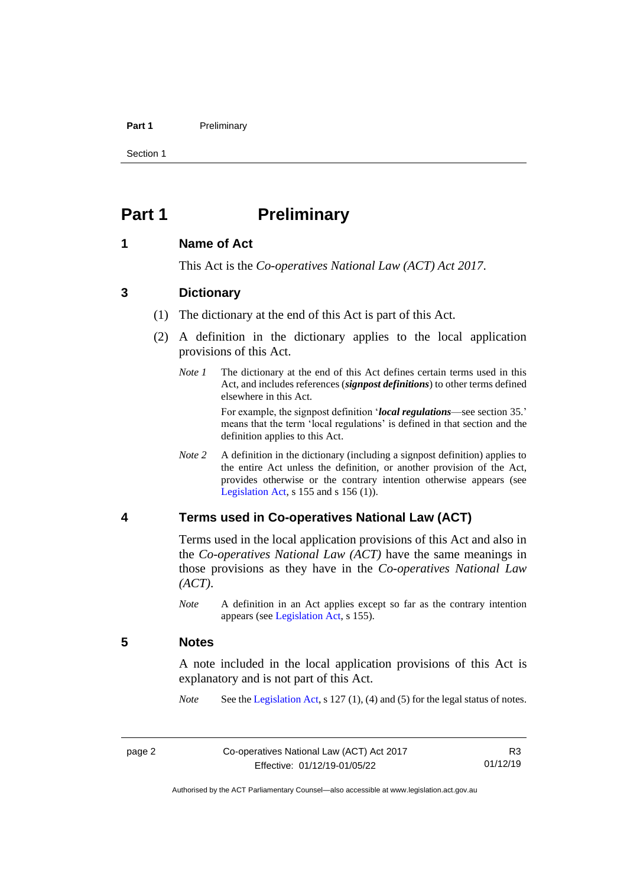# Part 1 Preliminary

## 1 Name of Act

This Act is the *Co-operatives National Law (ACT) Act 2017*.

## 3 Dictionary

(1) The dictionary at the end of this Act is part of this Act.

(2) A definition in the dictionary applies to the local application provisions of this Act.

*Note 1* The dictionary at the end of this Act defines certain terms used in this Act, and includes references (***signpost definitions***) to other terms defined elsewhere in this Act.

For example, the signpost definition '***local regulations***—see section 35.' means that the term 'local regulations' is defined in that section and the definition applies to this Act.

*Note 2* A definition in the dictionary (including a signpost definition) applies to the entire Act unless the definition, or another provision of the Act, provides otherwise or the contrary intention otherwise appears (see Legislation Act, s 155 and s 156 (1)).

## 4 Terms used in Co-operatives National Law (ACT)

Terms used in the local application provisions of this Act and also in the *Co-operatives National Law (ACT)* have the same meanings in those provisions as they have in the *Co-operatives National Law (ACT)*.

*Note* A definition in an Act applies except so far as the contrary intention appears (see Legislation Act, s 155).

## 5 Notes

A note included in the local application provisions of this Act is explanatory and is not part of this Act.

*Note* See the Legislation Act, s 127 (1), (4) and (5) for the legal status of notes.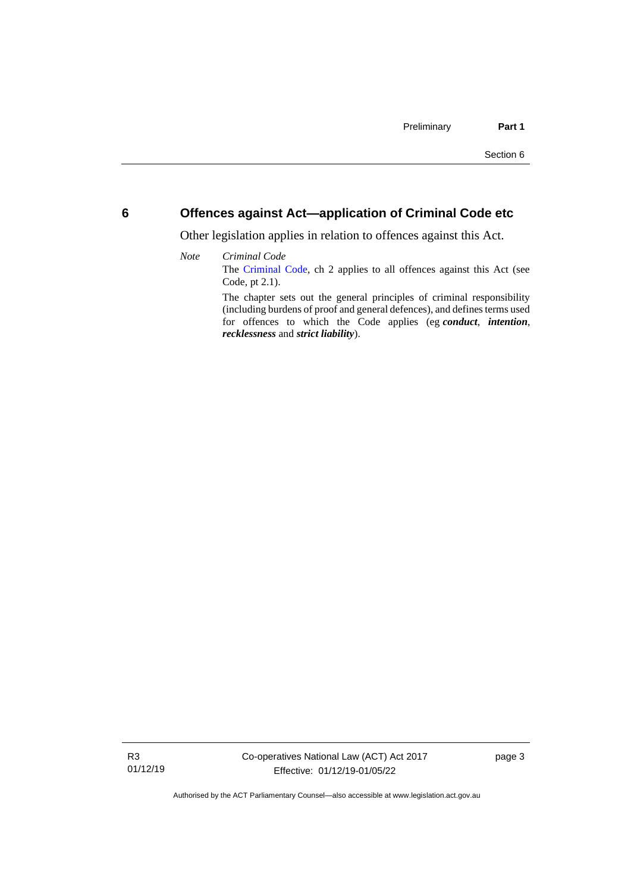## 6 Offences against Act—application of Criminal Code etc

Other legislation applies in relation to offences against this Act.

*Note* *Criminal Code*

The Criminal Code, ch 2 applies to all offences against this Act (see Code, pt 2.1).

The chapter sets out the general principles of criminal responsibility (including burdens of proof and general defences), and defines terms used for offences to which the Code applies (eg ***conduct***, ***intention***, ***recklessness*** and ***strict liability***).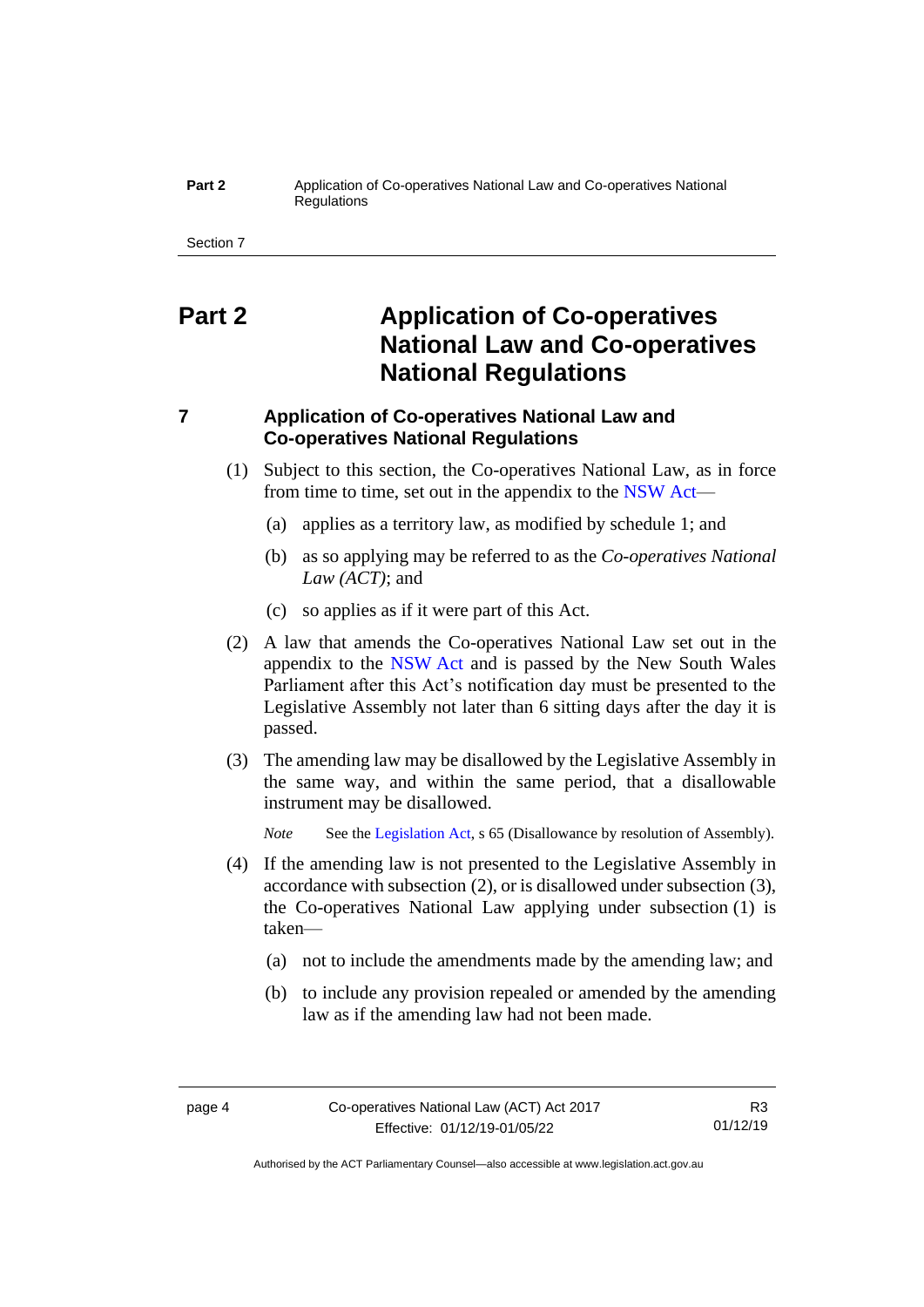# Part 2 Application of Co-operatives National Law and Co-operatives National Regulations

## 7 Application of Co-operatives National Law and Co-operatives National Regulations

(1) Subject to this section, the Co-operatives National Law, as in force from time to time, set out in the appendix to the NSW Act—

(a) applies as a territory law, as modified by schedule 1; and

(b) as so applying may be referred to as the *Co-operatives National Law (ACT)*; and

(c) so applies as if it were part of this Act.

(2) A law that amends the Co-operatives National Law set out in the appendix to the NSW Act and is passed by the New South Wales Parliament after this Act's notification day must be presented to the Legislative Assembly not later than 6 sitting days after the day it is passed.

(3) The amending law may be disallowed by the Legislative Assembly in the same way, and within the same period, that a disallowable instrument may be disallowed.

*Note* See the Legislation Act, s 65 (Disallowance by resolution of Assembly).

(4) If the amending law is not presented to the Legislative Assembly in accordance with subsection (2), or is disallowed under subsection (3), the Co-operatives National Law applying under subsection (1) is taken—

(a) not to include the amendments made by the amending law; and

(b) to include any provision repealed or amended by the amending law as if the amending law had not been made.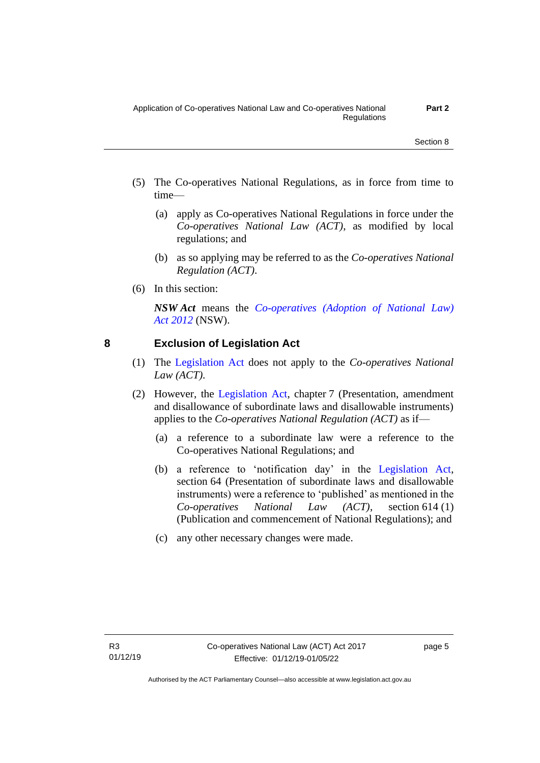(5) The Co-operatives National Regulations, as in force from time to time—

(a) apply as Co-operatives National Regulations in force under the *Co-operatives National Law (ACT)*, as modified by local regulations; and

(b) as so applying may be referred to as the *Co-operatives National Regulation (ACT)*.

(6) In this section:

***NSW Act*** means the *Co-operatives (Adoption of National Law) Act 2012* (NSW).

## 8 Exclusion of Legislation Act

(1) The Legislation Act does not apply to the *Co-operatives National Law (ACT)*.

(2) However, the Legislation Act, chapter 7 (Presentation, amendment and disallowance of subordinate laws and disallowable instruments) applies to the *Co-operatives National Regulation (ACT)* as if—

(a) a reference to a subordinate law were a reference to the Co-operatives National Regulations; and

(b) a reference to 'notification day' in the Legislation Act, section 64 (Presentation of subordinate laws and disallowable instruments) were a reference to 'published' as mentioned in the *Co-operatives National Law (ACT)*, section 614 (1) (Publication and commencement of National Regulations); and

(c) any other necessary changes were made.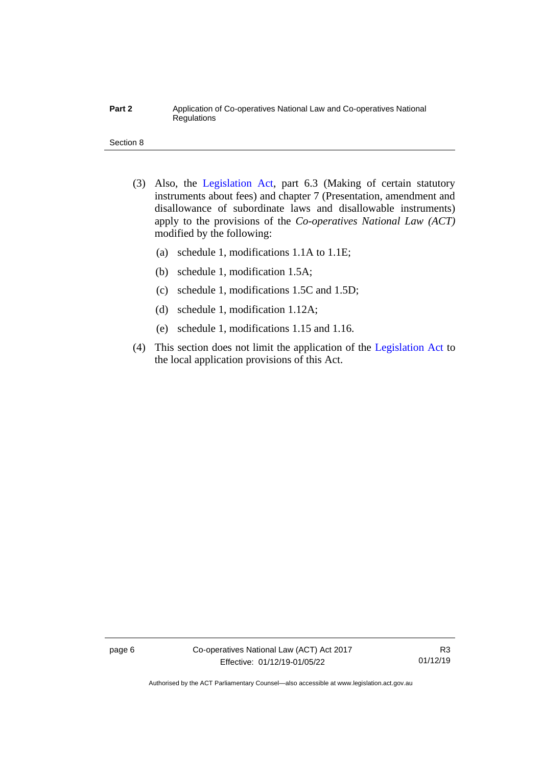(3) Also, the Legislation Act, part 6.3 (Making of certain statutory instruments about fees) and chapter 7 (Presentation, amendment and disallowance of subordinate laws and disallowable instruments) apply to the provisions of the *Co-operatives National Law (ACT)* modified by the following:

- (a) schedule 1, modifications 1.1A to 1.1E;
- (b) schedule 1, modification 1.5A;
- (c) schedule 1, modifications 1.5C and 1.5D;
- (d) schedule 1, modification 1.12A;
- (e) schedule 1, modifications 1.15 and 1.16.

(4) This section does not limit the application of the Legislation Act to the local application provisions of this Act.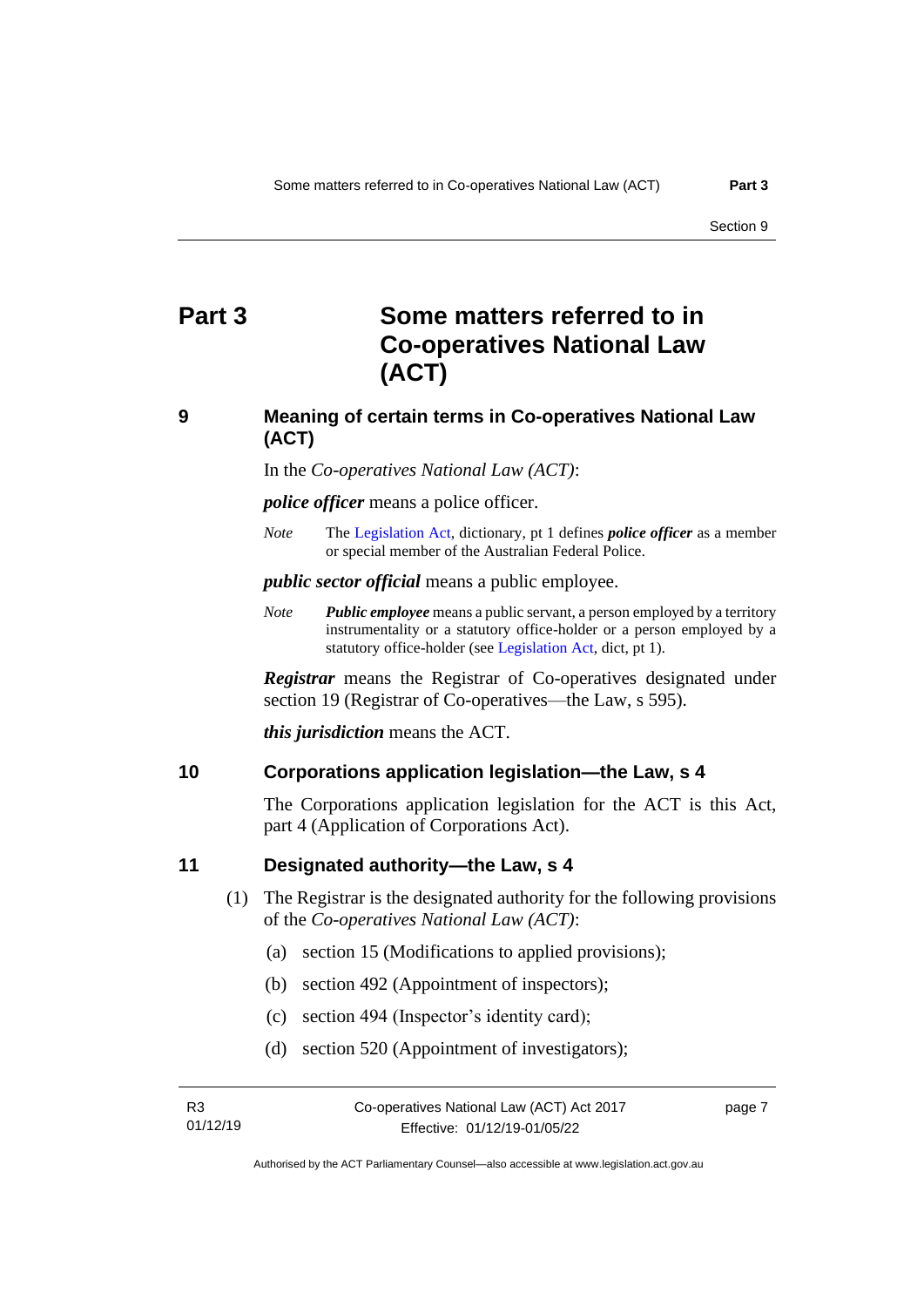# Part 3 Some matters referred to in Co-operatives National Law (ACT)

## 9 Meaning of certain terms in Co-operatives National Law (ACT)

In the *Co-operatives National Law (ACT)*:

***police officer*** means a police officer.

*Note* The Legislation Act, dictionary, pt 1 defines ***police officer*** as a member or special member of the Australian Federal Police.

***public sector official*** means a public employee.

*Note* ***Public employee*** means a public servant, a person employed by a territory instrumentality or a statutory office-holder or a person employed by a statutory office-holder (see Legislation Act, dict, pt 1).

***Registrar*** means the Registrar of Co-operatives designated under section 19 (Registrar of Co-operatives—the Law, s 595).

***this jurisdiction*** means the ACT.

## 10 Corporations application legislation—the Law, s 4

The Corporations application legislation for the ACT is this Act, part 4 (Application of Corporations Act).

## 11 Designated authority—the Law, s 4

(1) The Registrar is the designated authority for the following provisions of the *Co-operatives National Law (ACT)*:

(a) section 15 (Modifications to applied provisions);

(b) section 492 (Appointment of inspectors);

(c) section 494 (Inspector's identity card);

(d) section 520 (Appointment of investigators);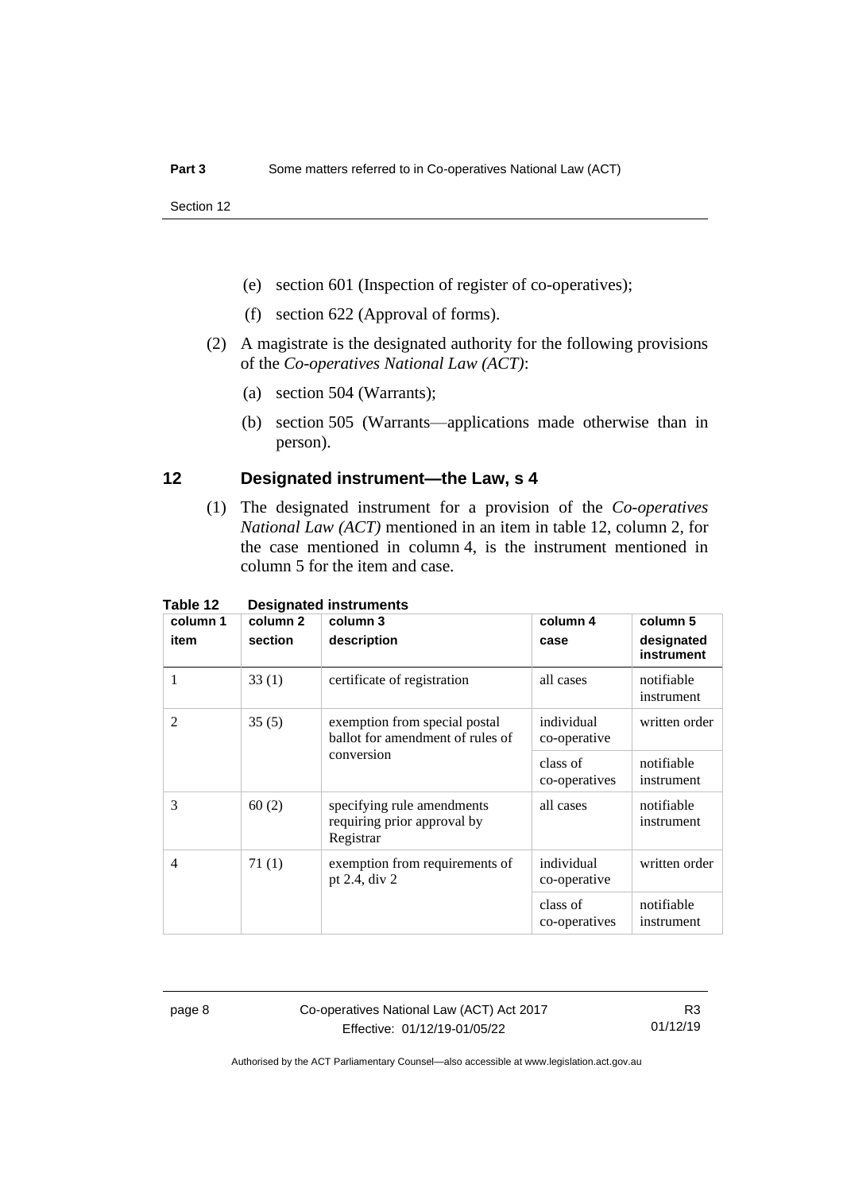(e) section 601 (Inspection of register of co-operatives);

(f) section 622 (Approval of forms).

(2) A magistrate is the designated authority for the following provisions of the *Co-operatives National Law (ACT)*:

(a) section 504 (Warrants);

(b) section 505 (Warrants—applications made otherwise than in person).

## 12 Designated instrument—the Law, s 4

(1) The designated instrument for a provision of the *Co-operatives National Law (ACT)* mentioned in an item in table 12, column 2, for the case mentioned in column 4, is the instrument mentioned in column 5 for the item and case.

**Table 12 Designated instruments**

| column 1 item | column 2 section | column 3 description | column 4 case | column 5 designated instrument |
|---|---|---|---|---|
| 1 | 33 (1) | certificate of registration | all cases | notifiable instrument |
| 2 | 35 (5) | exemption from special postal ballot for amendment of rules of conversion | individual co-operative | written order |
| | | | class of co-operatives | notifiable instrument |
| 3 | 60 (2) | specifying rule amendments requiring prior approval by Registrar | all cases | notifiable instrument |
| 4 | 71 (1) | exemption from requirements of pt 2.4, div 2 | individual co-operative | written order |
| | | | class of co-operatives | notifiable instrument |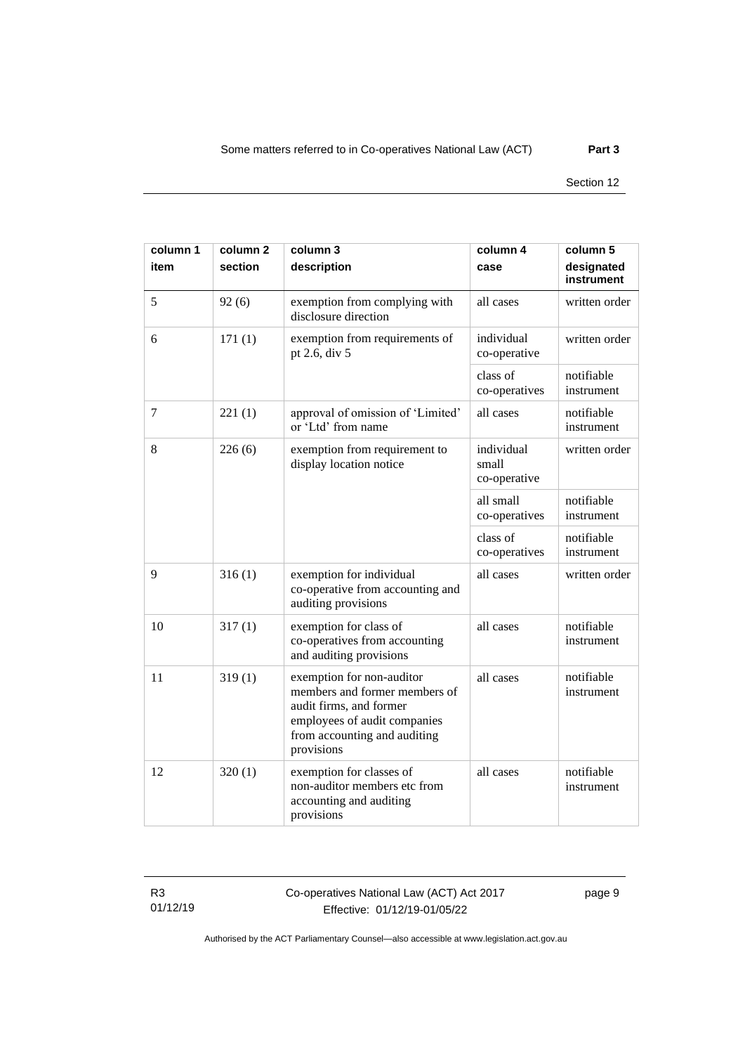| column 1 item | column 2 section | column 3 description | column 4 case | column 5 designated instrument |
|---|---|---|---|---|
| 5 | 92 (6) | exemption from complying with disclosure direction | all cases | written order |
| 6 | 171 (1) | exemption from requirements of pt 2.6, div 5 | individual co-operative | written order |
| | | | class of co-operatives | notifiable instrument |
| 7 | 221 (1) | approval of omission of 'Limited' or 'Ltd' from name | all cases | notifiable instrument |
| 8 | 226 (6) | exemption from requirement to display location notice | individual small co-operative | written order |
| | | | all small co-operatives | notifiable instrument |
| | | | class of co-operatives | notifiable instrument |
| 9 | 316 (1) | exemption for individual co-operative from accounting and auditing provisions | all cases | written order |
| 10 | 317 (1) | exemption for class of co-operatives from accounting and auditing provisions | all cases | notifiable instrument |
| 11 | 319 (1) | exemption for non-auditor members and former members of audit firms, and former employees of audit companies from accounting and auditing provisions | all cases | notifiable instrument |
| 12 | 320 (1) | exemption for classes of non-auditor members etc from accounting and auditing provisions | all cases | notifiable instrument |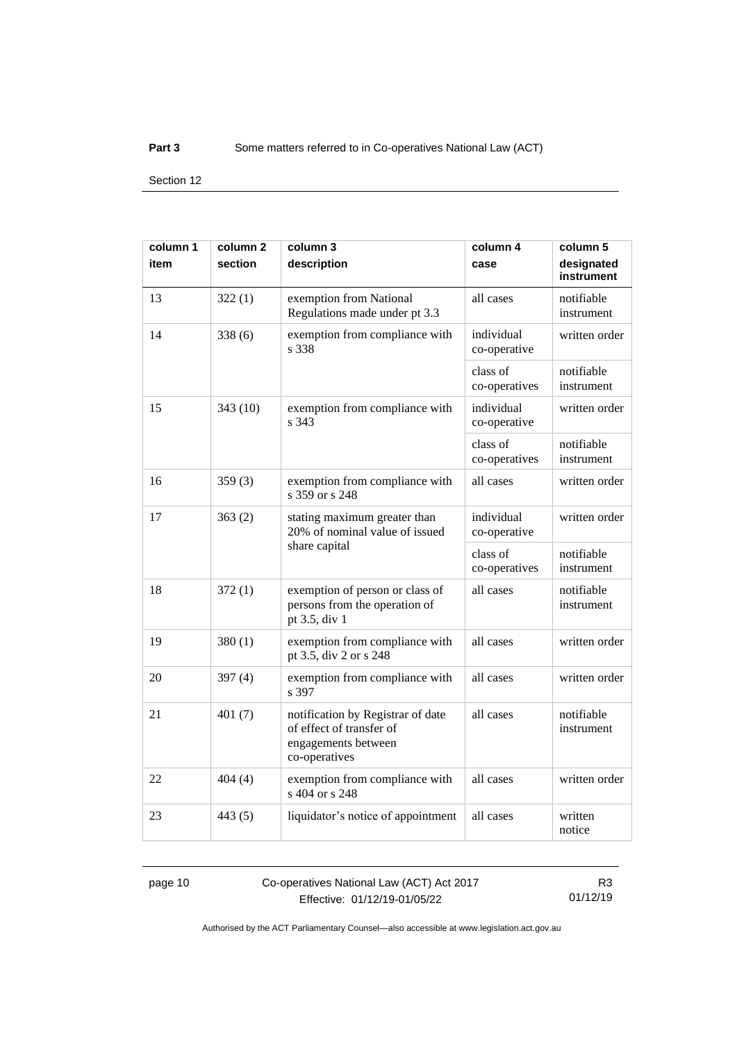| column 1 item | column 2 section | column 3 description | column 4 case | column 5 designated instrument |
|---|---|---|---|---|
| 13 | 322 (1) | exemption from National Regulations made under pt 3.3 | all cases | notifiable instrument |
| 14 | 338 (6) | exemption from compliance with s 338 | individual co-operative | written order |
| | | | class of co-operatives | notifiable instrument |
| 15 | 343 (10) | exemption from compliance with s 343 | individual co-operative | written order |
| | | | class of co-operatives | notifiable instrument |
| 16 | 359 (3) | exemption from compliance with s 359 or s 248 | all cases | written order |
| 17 | 363 (2) | stating maximum greater than 20% of nominal value of issued share capital | individual co-operative | written order |
| | | | class of co-operatives | notifiable instrument |
| 18 | 372 (1) | exemption of person or class of persons from the operation of pt 3.5, div 1 | all cases | notifiable instrument |
| 19 | 380 (1) | exemption from compliance with pt 3.5, div 2 or s 248 | all cases | written order |
| 20 | 397 (4) | exemption from compliance with s 397 | all cases | written order |
| 21 | 401 (7) | notification by Registrar of date of effect of transfer of engagements between co-operatives | all cases | notifiable instrument |
| 22 | 404 (4) | exemption from compliance with s 404 or s 248 | all cases | written order |
| 23 | 443 (5) | liquidator's notice of appointment | all cases | written notice |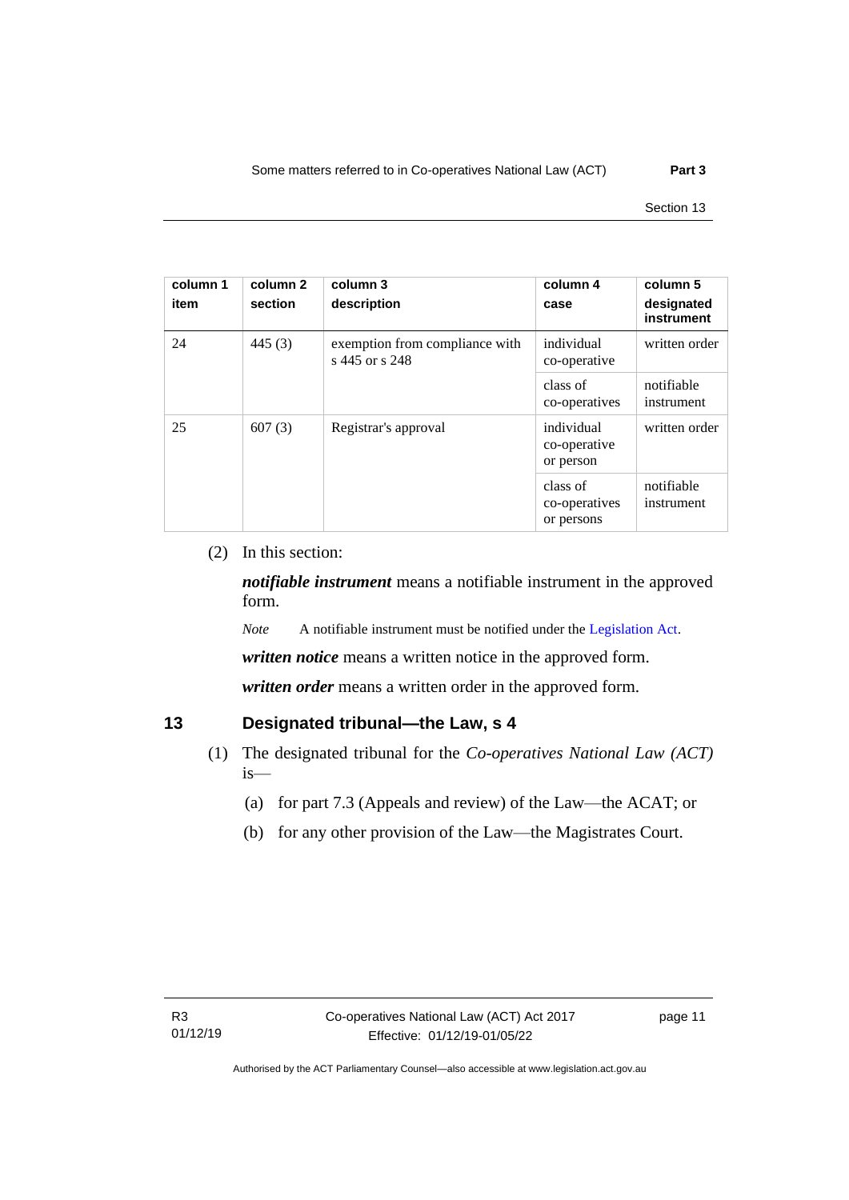| column 1 item | column 2 section | column 3 description | column 4 case | column 5 designated instrument |
|---|---|---|---|---|
| 24 | 445 (3) | exemption from compliance with s 445 or s 248 | individual co-operative | written order |
| | | | class of co-operatives | notifiable instrument |
| 25 | 607 (3) | Registrar's approval | individual co-operative or person | written order |
| | | | class of co-operatives or persons | notifiable instrument |

(2) In this section:

***notifiable instrument*** means a notifiable instrument in the approved form.

*Note* A notifiable instrument must be notified under the Legislation Act.

***written notice*** means a written notice in the approved form.

***written order*** means a written order in the approved form.

## 13 Designated tribunal—the Law, s 4

(1) The designated tribunal for the *Co-operatives National Law (ACT)* is—

(a) for part 7.3 (Appeals and review) of the Law—the ACAT; or

(b) for any other provision of the Law—the Magistrates Court.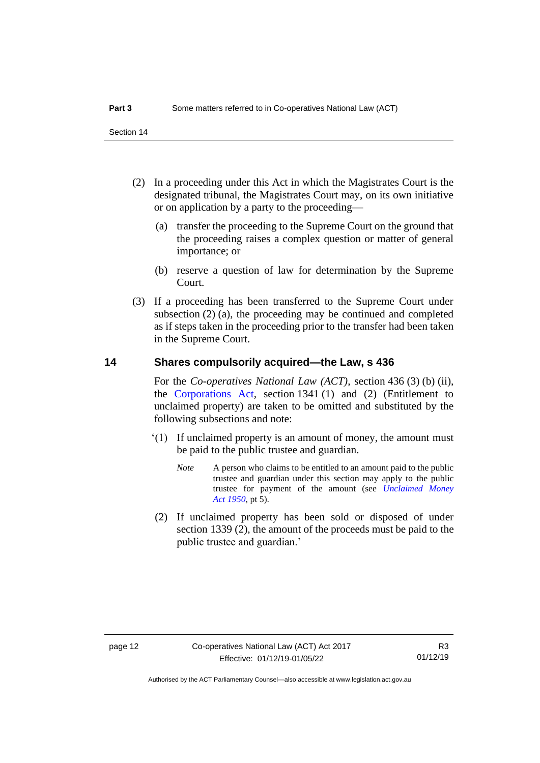(2) In a proceeding under this Act in which the Magistrates Court is the designated tribunal, the Magistrates Court may, on its own initiative or on application by a party to the proceeding—

(a) transfer the proceeding to the Supreme Court on the ground that the proceeding raises a complex question or matter of general importance; or

(b) reserve a question of law for determination by the Supreme Court.

(3) If a proceeding has been transferred to the Supreme Court under subsection (2) (a), the proceeding may be continued and completed as if steps taken in the proceeding prior to the transfer had been taken in the Supreme Court.

## 14 Shares compulsorily acquired—the Law, s 436

For the *Co-operatives National Law (ACT)*, section 436 (3) (b) (ii), the Corporations Act, section 1341 (1) and (2) (Entitlement to unclaimed property) are taken to be omitted and substituted by the following subsections and note:

'(1) If unclaimed property is an amount of money, the amount must be paid to the public trustee and guardian.

> *Note* A person who claims to be entitled to an amount paid to the public trustee and guardian under this section may apply to the public trustee for payment of the amount (see *Unclaimed Money Act 1950*, pt 5).

(2) If unclaimed property has been sold or disposed of under section 1339 (2), the amount of the proceeds must be paid to the public trustee and guardian.'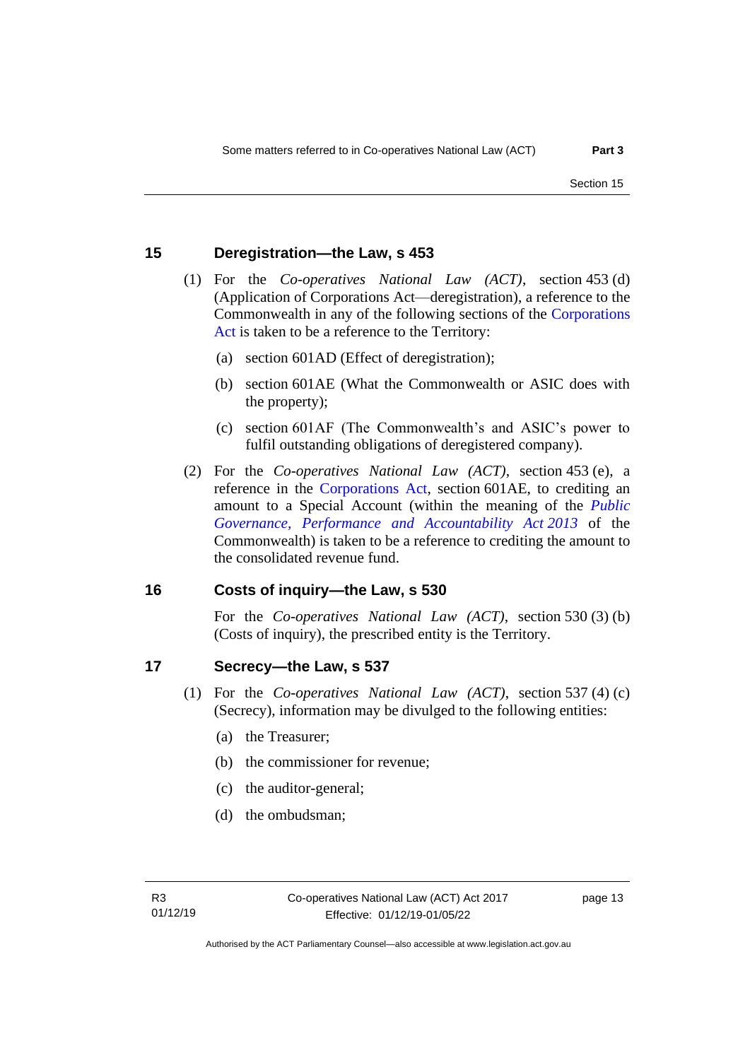## 15 Deregistration—the Law, s 453

(1) For the *Co-operatives National Law (ACT)*, section 453 (d) (Application of Corporations Act—deregistration), a reference to the Commonwealth in any of the following sections of the Corporations Act is taken to be a reference to the Territory:

(a) section 601AD (Effect of deregistration);

(b) section 601AE (What the Commonwealth or ASIC does with the property);

(c) section 601AF (The Commonwealth's and ASIC's power to fulfil outstanding obligations of deregistered company).

(2) For the *Co-operatives National Law (ACT)*, section 453 (e), a reference in the Corporations Act, section 601AE, to crediting an amount to a Special Account (within the meaning of the *Public Governance, Performance and Accountability Act 2013* of the Commonwealth) is taken to be a reference to crediting the amount to the consolidated revenue fund.

## 16 Costs of inquiry—the Law, s 530

For the *Co-operatives National Law (ACT)*, section 530 (3) (b) (Costs of inquiry), the prescribed entity is the Territory.

## 17 Secrecy—the Law, s 537

(1) For the *Co-operatives National Law (ACT)*, section 537 (4) (c) (Secrecy), information may be divulged to the following entities:

(a) the Treasurer;

(b) the commissioner for revenue;

(c) the auditor-general;

(d) the ombudsman;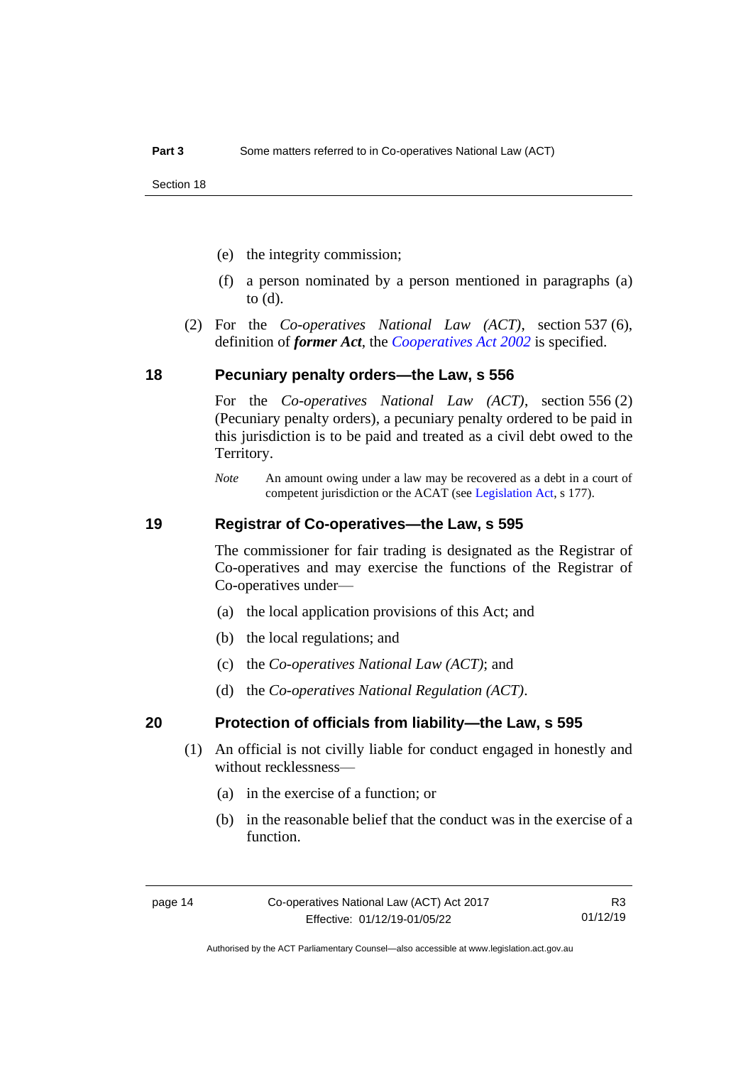(e) the integrity commission;

(f) a person nominated by a person mentioned in paragraphs (a) to (d).

(2) For the *Co-operatives National Law (ACT)*, section 537 (6), definition of ***former Act***, the *Cooperatives Act 2002* is specified.

### 18 Pecuniary penalty orders—the Law, s 556

For the *Co-operatives National Law (ACT)*, section 556 (2) (Pecuniary penalty orders), a pecuniary penalty ordered to be paid in this jurisdiction is to be paid and treated as a civil debt owed to the Territory.

*Note* An amount owing under a law may be recovered as a debt in a court of competent jurisdiction or the ACAT (see Legislation Act, s 177).

### 19 Registrar of Co-operatives—the Law, s 595

The commissioner for fair trading is designated as the Registrar of Co-operatives and may exercise the functions of the Registrar of Co-operatives under—

(a) the local application provisions of this Act; and

(b) the local regulations; and

(c) the *Co-operatives National Law (ACT)*; and

(d) the *Co-operatives National Regulation (ACT)*.

### 20 Protection of officials from liability—the Law, s 595

(1) An official is not civilly liable for conduct engaged in honestly and without recklessness—

(a) in the exercise of a function; or

(b) in the reasonable belief that the conduct was in the exercise of a function.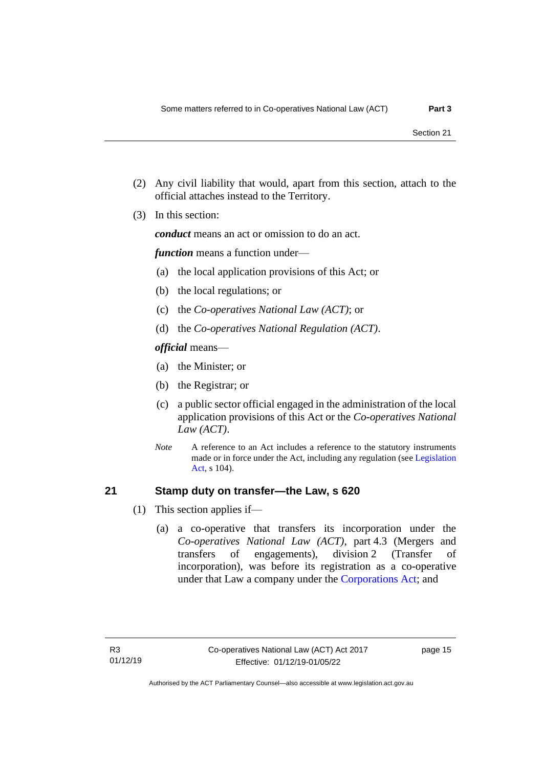(2) Any civil liability that would, apart from this section, attach to the official attaches instead to the Territory.

(3) In this section:

***conduct*** means an act or omission to do an act.

***function*** means a function under—

(a) the local application provisions of this Act; or

(b) the local regulations; or

(c) the *Co-operatives National Law (ACT)*; or

(d) the *Co-operatives National Regulation (ACT)*.

***official*** means—

(a) the Minister; or

(b) the Registrar; or

(c) a public sector official engaged in the administration of the local application provisions of this Act or the *Co-operatives National Law (ACT)*.

*Note* A reference to an Act includes a reference to the statutory instruments made or in force under the Act, including any regulation (see Legislation Act, s 104).

## 21 Stamp duty on transfer—the Law, s 620

(1) This section applies if—

(a) a co-operative that transfers its incorporation under the *Co-operatives National Law (ACT)*, part 4.3 (Mergers and transfers of engagements), division 2 (Transfer of incorporation), was before its registration as a co-operative under that Law a company under the Corporations Act; and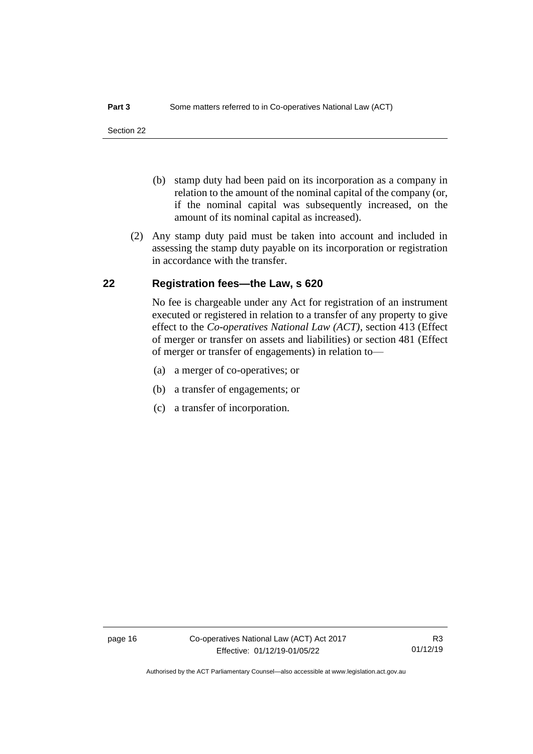(b) stamp duty had been paid on its incorporation as a company in relation to the amount of the nominal capital of the company (or, if the nominal capital was subsequently increased, on the amount of its nominal capital as increased).

(2) Any stamp duty paid must be taken into account and included in assessing the stamp duty payable on its incorporation or registration in accordance with the transfer.

## 22 Registration fees—the Law, s 620

No fee is chargeable under any Act for registration of an instrument executed or registered in relation to a transfer of any property to give effect to the *Co-operatives National Law (ACT)*, section 413 (Effect of merger or transfer on assets and liabilities) or section 481 (Effect of merger or transfer of engagements) in relation to—

(a) a merger of co-operatives; or

(b) a transfer of engagements; or

(c) a transfer of incorporation.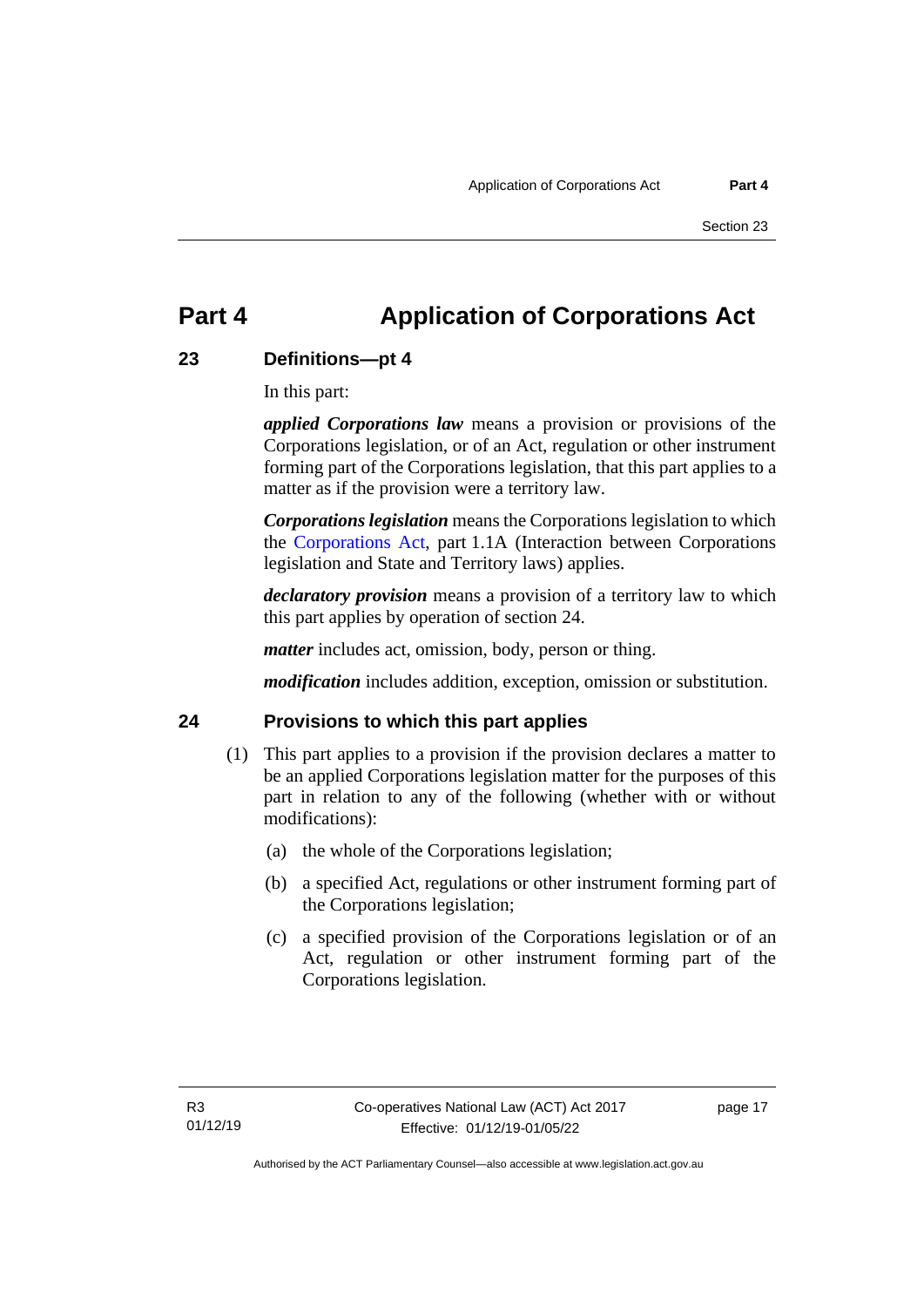# Part 4 Application of Corporations Act

## 23 Definitions—pt 4

In this part:

***applied Corporations law*** means a provision or provisions of the Corporations legislation, or of an Act, regulation or other instrument forming part of the Corporations legislation, that this part applies to a matter as if the provision were a territory law.

***Corporations legislation*** means the Corporations legislation to which the Corporations Act, part 1.1A (Interaction between Corporations legislation and State and Territory laws) applies.

***declaratory provision*** means a provision of a territory law to which this part applies by operation of section 24.

***matter*** includes act, omission, body, person or thing.

***modification*** includes addition, exception, omission or substitution.

## 24 Provisions to which this part applies

(1) This part applies to a provision if the provision declares a matter to be an applied Corporations legislation matter for the purposes of this part in relation to any of the following (whether with or without modifications):

(a) the whole of the Corporations legislation;

(b) a specified Act, regulations or other instrument forming part of the Corporations legislation;

(c) a specified provision of the Corporations legislation or of an Act, regulation or other instrument forming part of the Corporations legislation.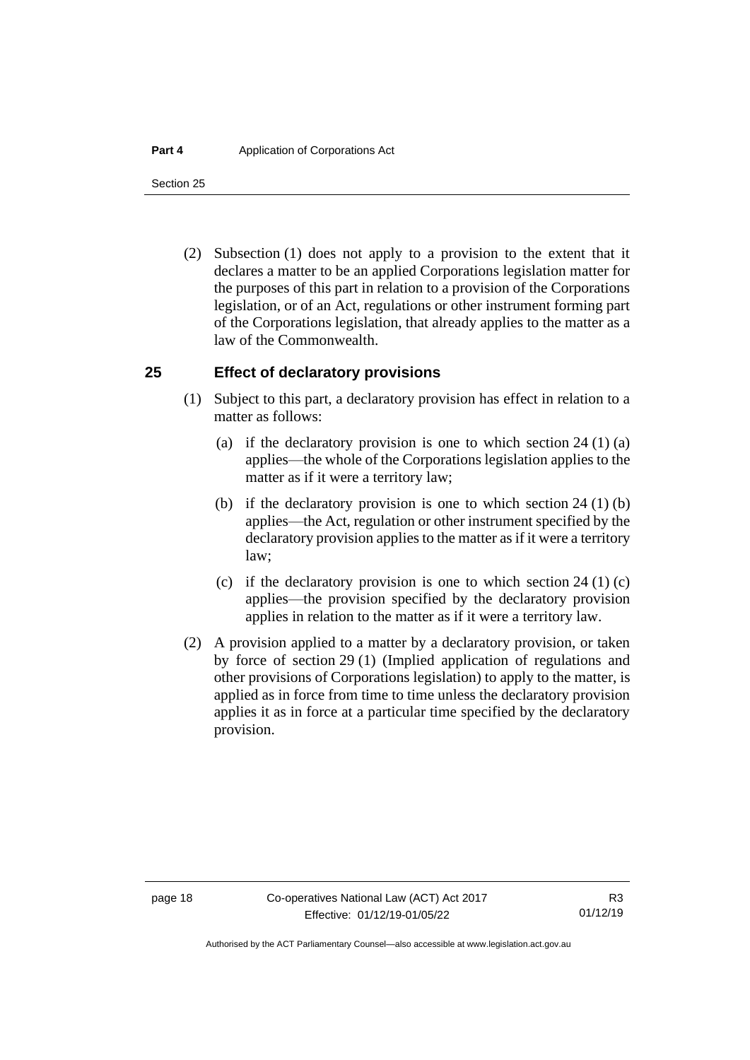(2) Subsection (1) does not apply to a provision to the extent that it declares a matter to be an applied Corporations legislation matter for the purposes of this part in relation to a provision of the Corporations legislation, or of an Act, regulations or other instrument forming part of the Corporations legislation, that already applies to the matter as a law of the Commonwealth.

## 25 Effect of declaratory provisions

(1) Subject to this part, a declaratory provision has effect in relation to a matter as follows:

(a) if the declaratory provision is one to which section 24 (1) (a) applies—the whole of the Corporations legislation applies to the matter as if it were a territory law;

(b) if the declaratory provision is one to which section 24 (1) (b) applies—the Act, regulation or other instrument specified by the declaratory provision applies to the matter as if it were a territory law;

(c) if the declaratory provision is one to which section 24 (1) (c) applies—the provision specified by the declaratory provision applies in relation to the matter as if it were a territory law.

(2) A provision applied to a matter by a declaratory provision, or taken by force of section 29 (1) (Implied application of regulations and other provisions of Corporations legislation) to apply to the matter, is applied as in force from time to time unless the declaratory provision applies it as in force at a particular time specified by the declaratory provision.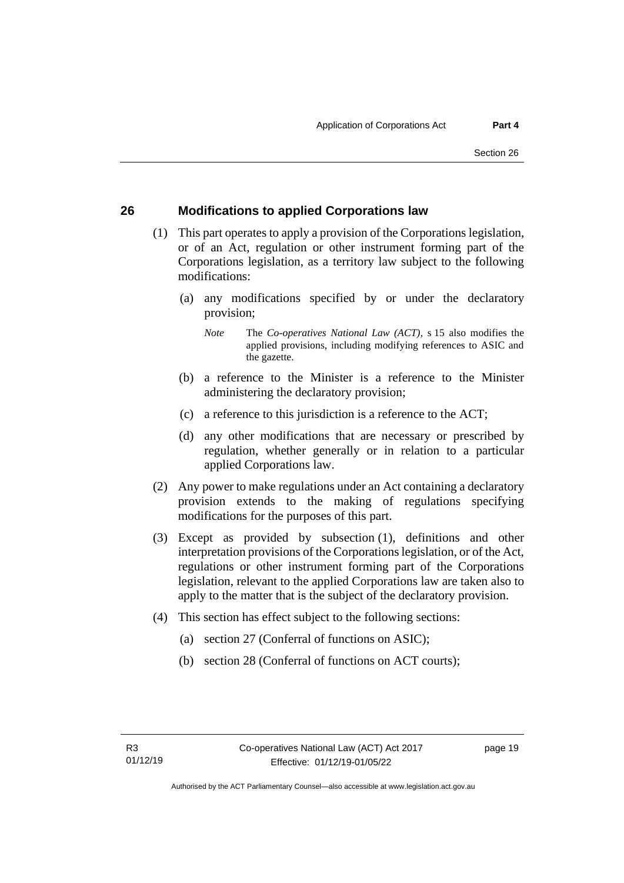## 26 Modifications to applied Corporations law

(1) This part operates to apply a provision of the Corporations legislation, or of an Act, regulation or other instrument forming part of the Corporations legislation, as a territory law subject to the following modifications:

(a) any modifications specified by or under the declaratory provision;

*Note* The *Co-operatives National Law (ACT)*, s 15 also modifies the applied provisions, including modifying references to ASIC and the gazette.

(b) a reference to the Minister is a reference to the Minister administering the declaratory provision;

(c) a reference to this jurisdiction is a reference to the ACT;

(d) any other modifications that are necessary or prescribed by regulation, whether generally or in relation to a particular applied Corporations law.

(2) Any power to make regulations under an Act containing a declaratory provision extends to the making of regulations specifying modifications for the purposes of this part.

(3) Except as provided by subsection (1), definitions and other interpretation provisions of the Corporations legislation, or of the Act, regulations or other instrument forming part of the Corporations legislation, relevant to the applied Corporations law are taken also to apply to the matter that is the subject of the declaratory provision.

(4) This section has effect subject to the following sections:

(a) section 27 (Conferral of functions on ASIC);

(b) section 28 (Conferral of functions on ACT courts);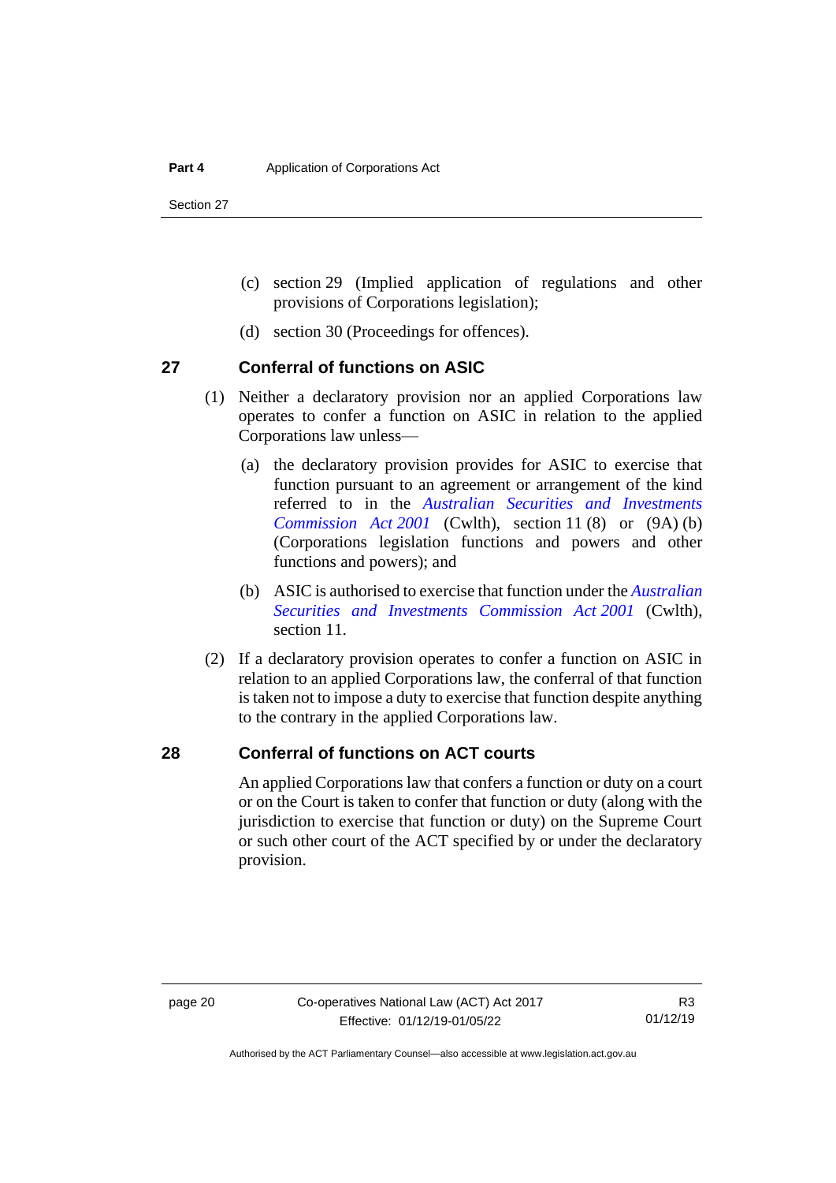(c) section 29 (Implied application of regulations and other provisions of Corporations legislation);

(d) section 30 (Proceedings for offences).

## 27 Conferral of functions on ASIC

(1) Neither a declaratory provision nor an applied Corporations law operates to confer a function on ASIC in relation to the applied Corporations law unless—

(a) the declaratory provision provides for ASIC to exercise that function pursuant to an agreement or arrangement of the kind referred to in the *Australian Securities and Investments Commission Act 2001* (Cwlth), section 11 (8) or (9A) (b) (Corporations legislation functions and powers and other functions and powers); and

(b) ASIC is authorised to exercise that function under the *Australian Securities and Investments Commission Act 2001* (Cwlth), section 11.

(2) If a declaratory provision operates to confer a function on ASIC in relation to an applied Corporations law, the conferral of that function is taken not to impose a duty to exercise that function despite anything to the contrary in the applied Corporations law.

## 28 Conferral of functions on ACT courts

An applied Corporations law that confers a function or duty on a court or on the Court is taken to confer that function or duty (along with the jurisdiction to exercise that function or duty) on the Supreme Court or such other court of the ACT specified by or under the declaratory provision.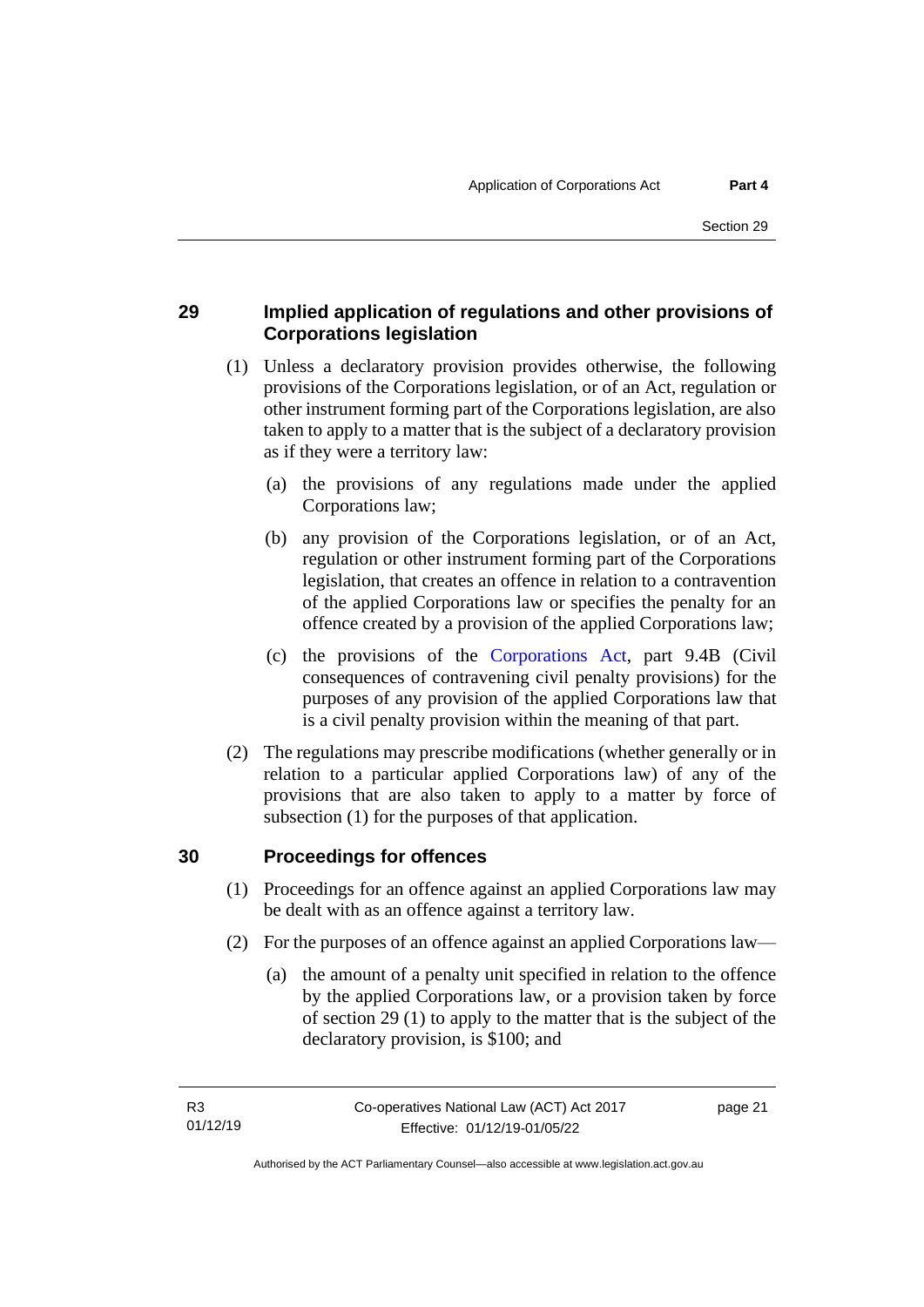## 29 Implied application of regulations and other provisions of Corporations legislation

(1) Unless a declaratory provision provides otherwise, the following provisions of the Corporations legislation, or of an Act, regulation or other instrument forming part of the Corporations legislation, are also taken to apply to a matter that is the subject of a declaratory provision as if they were a territory law:

(a) the provisions of any regulations made under the applied Corporations law;

(b) any provision of the Corporations legislation, or of an Act, regulation or other instrument forming part of the Corporations legislation, that creates an offence in relation to a contravention of the applied Corporations law or specifies the penalty for an offence created by a provision of the applied Corporations law;

(c) the provisions of the Corporations Act, part 9.4B (Civil consequences of contravening civil penalty provisions) for the purposes of any provision of the applied Corporations law that is a civil penalty provision within the meaning of that part.

(2) The regulations may prescribe modifications (whether generally or in relation to a particular applied Corporations law) of any of the provisions that are also taken to apply to a matter by force of subsection (1) for the purposes of that application.

## 30 Proceedings for offences

(1) Proceedings for an offence against an applied Corporations law may be dealt with as an offence against a territory law.

(2) For the purposes of an offence against an applied Corporations law—

(a) the amount of a penalty unit specified in relation to the offence by the applied Corporations law, or a provision taken by force of section 29 (1) to apply to the matter that is the subject of the declaratory provision, is $100; and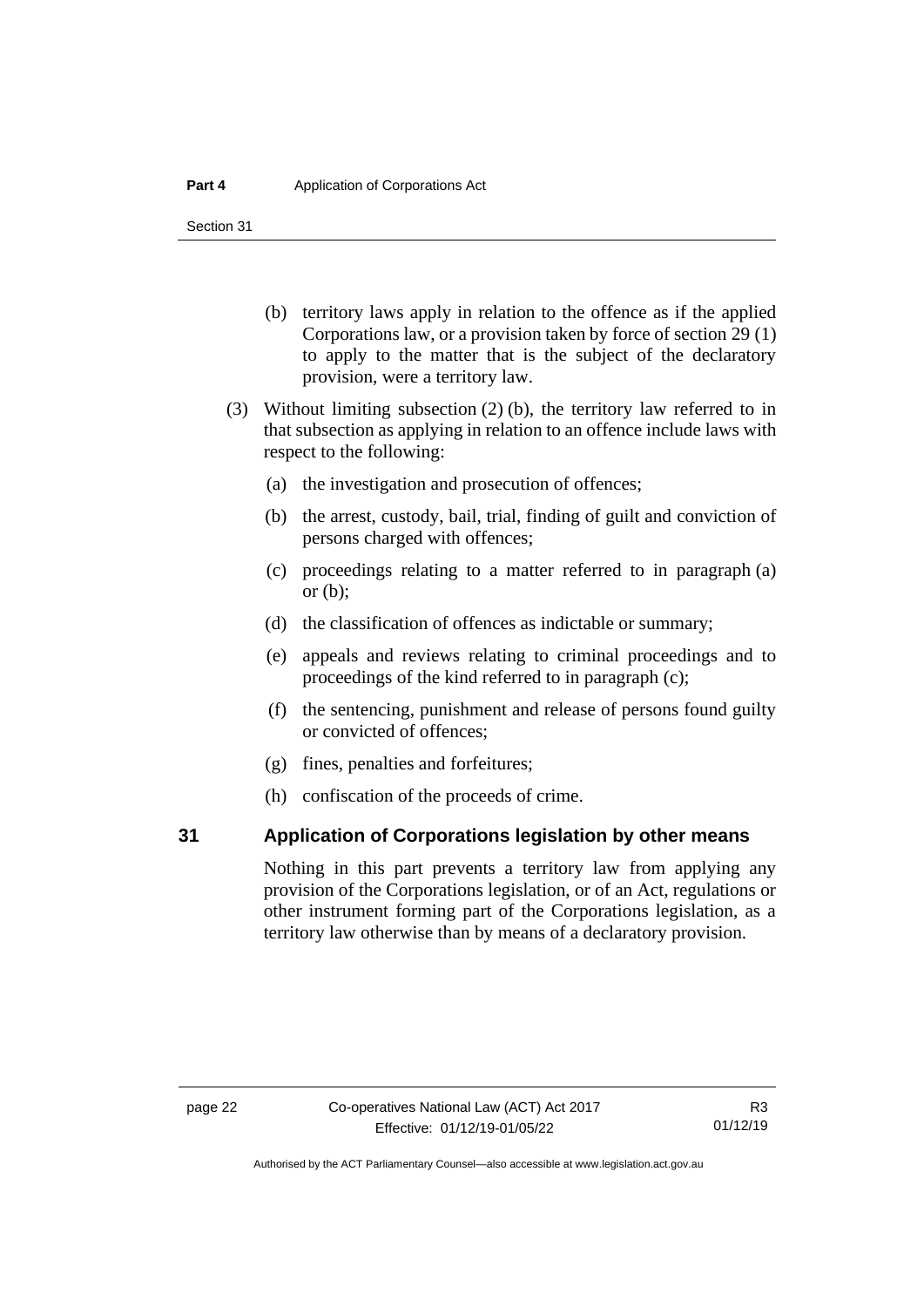(b) territory laws apply in relation to the offence as if the applied Corporations law, or a provision taken by force of section 29 (1) to apply to the matter that is the subject of the declaratory provision, were a territory law.

(3) Without limiting subsection (2) (b), the territory law referred to in that subsection as applying in relation to an offence include laws with respect to the following:

(a) the investigation and prosecution of offences;

(b) the arrest, custody, bail, trial, finding of guilt and conviction of persons charged with offences;

(c) proceedings relating to a matter referred to in paragraph (a) or (b);

(d) the classification of offences as indictable or summary;

(e) appeals and reviews relating to criminal proceedings and to proceedings of the kind referred to in paragraph (c);

(f) the sentencing, punishment and release of persons found guilty or convicted of offences;

(g) fines, penalties and forfeitures;

(h) confiscation of the proceeds of crime.

## 31 Application of Corporations legislation by other means

Nothing in this part prevents a territory law from applying any provision of the Corporations legislation, or of an Act, regulations or other instrument forming part of the Corporations legislation, as a territory law otherwise than by means of a declaratory provision.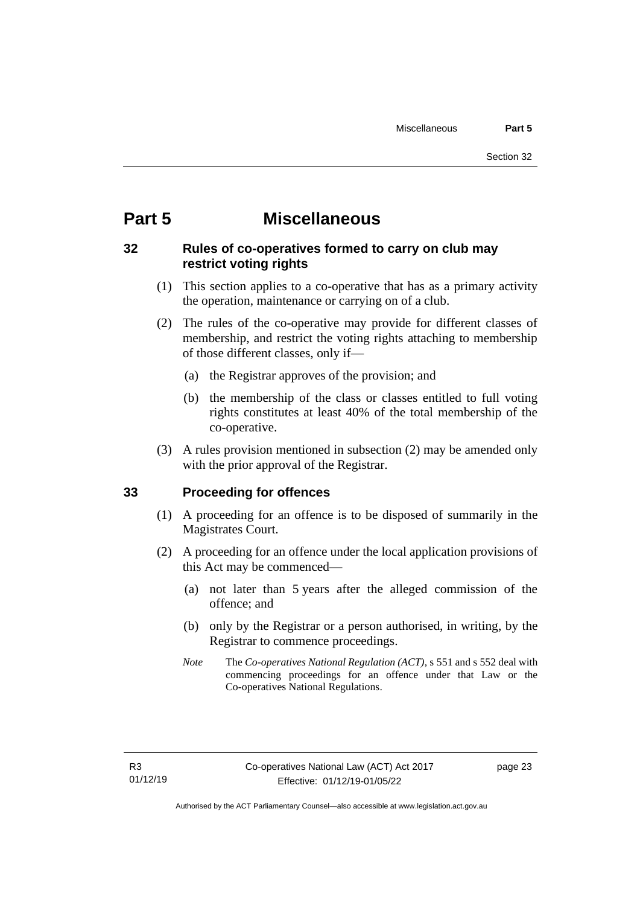# Part 5 Miscellaneous

## 32 Rules of co-operatives formed to carry on club may restrict voting rights

(1) This section applies to a co-operative that has as a primary activity the operation, maintenance or carrying on of a club.

(2) The rules of the co-operative may provide for different classes of membership, and restrict the voting rights attaching to membership of those different classes, only if—

(a) the Registrar approves of the provision; and

(b) the membership of the class or classes entitled to full voting rights constitutes at least 40% of the total membership of the co-operative.

(3) A rules provision mentioned in subsection (2) may be amended only with the prior approval of the Registrar.

## 33 Proceeding for offences

(1) A proceeding for an offence is to be disposed of summarily in the Magistrates Court.

(2) A proceeding for an offence under the local application provisions of this Act may be commenced—

(a) not later than 5 years after the alleged commission of the offence; and

(b) only by the Registrar or a person authorised, in writing, by the Registrar to commence proceedings.

*Note* The *Co-operatives National Regulation (ACT)*, s 551 and s 552 deal with commencing proceedings for an offence under that Law or the Co-operatives National Regulations.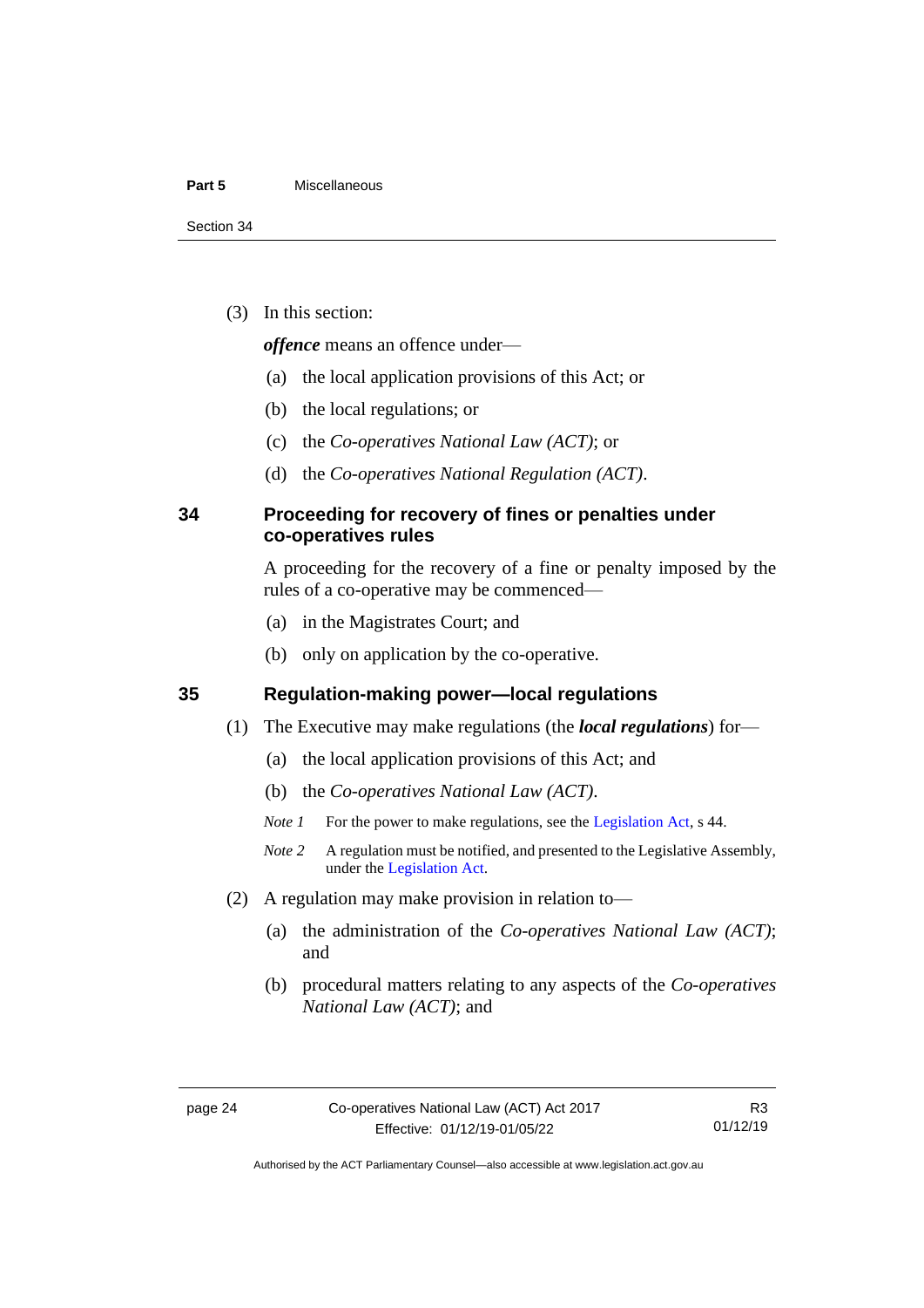(3) In this section:

***offence*** means an offence under—

(a) the local application provisions of this Act; or

(b) the local regulations; or

(c) the *Co-operatives National Law (ACT)*; or

(d) the *Co-operatives National Regulation (ACT)*.

## 34 Proceeding for recovery of fines or penalties under co-operatives rules

A proceeding for the recovery of a fine or penalty imposed by the rules of a co-operative may be commenced—

(a) in the Magistrates Court; and

(b) only on application by the co-operative.

## 35 Regulation-making power—local regulations

(1) The Executive may make regulations (the ***local regulations***) for—

(a) the local application provisions of this Act; and

(b) the *Co-operatives National Law (ACT)*.

*Note 1* For the power to make regulations, see the Legislation Act, s 44.

*Note 2* A regulation must be notified, and presented to the Legislative Assembly, under the Legislation Act.

(2) A regulation may make provision in relation to—

(a) the administration of the *Co-operatives National Law (ACT)*; and

(b) procedural matters relating to any aspects of the *Co-operatives National Law (ACT)*; and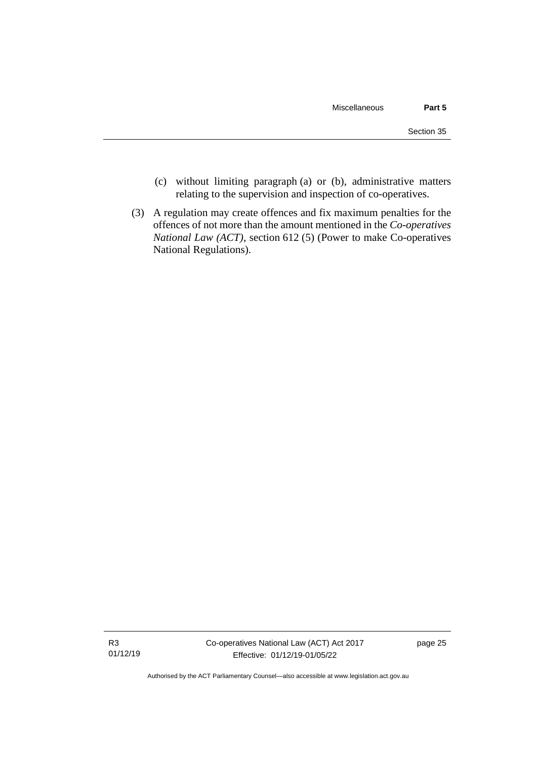(c) without limiting paragraph (a) or (b), administrative matters relating to the supervision and inspection of co-operatives.

(3) A regulation may create offences and fix maximum penalties for the offences of not more than the amount mentioned in the *Co-operatives National Law (ACT)*, section 612 (5) (Power to make Co-operatives National Regulations).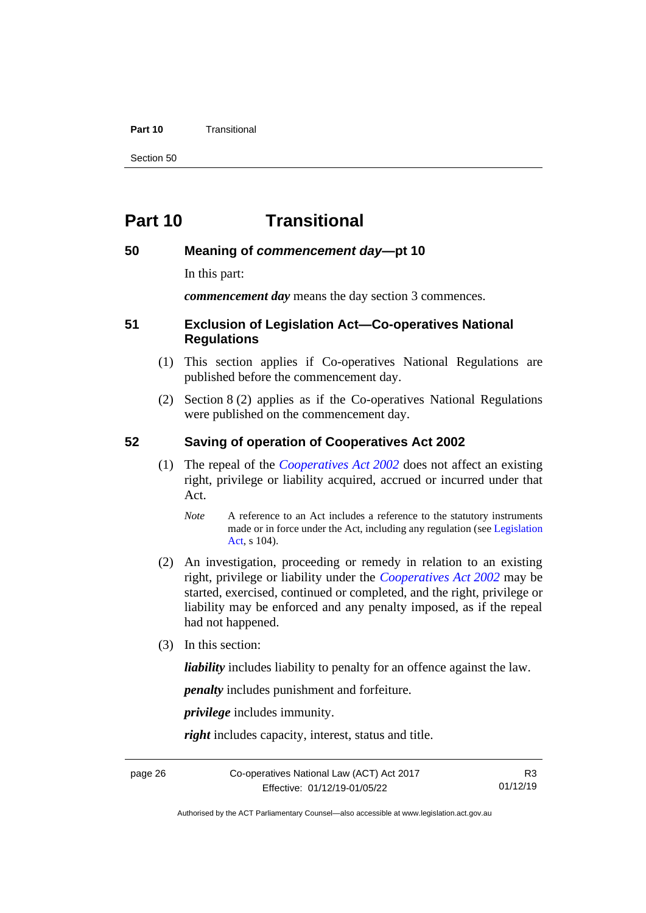# Part 10 Transitional

## 50 Meaning of *commencement day*—pt 10

In this part:

***commencement day*** means the day section 3 commences.

## 51 Exclusion of Legislation Act—Co-operatives National Regulations

(1) This section applies if Co-operatives National Regulations are published before the commencement day.

(2) Section 8 (2) applies as if the Co-operatives National Regulations were published on the commencement day.

## 52 Saving of operation of Cooperatives Act 2002

(1) The repeal of the *Cooperatives Act 2002* does not affect an existing right, privilege or liability acquired, accrued or incurred under that Act.

*Note* A reference to an Act includes a reference to the statutory instruments made or in force under the Act, including any regulation (see Legislation Act, s 104).

(2) An investigation, proceeding or remedy in relation to an existing right, privilege or liability under the *Cooperatives Act 2002* may be started, exercised, continued or completed, and the right, privilege or liability may be enforced and any penalty imposed, as if the repeal had not happened.

(3) In this section:

***liability*** includes liability to penalty for an offence against the law.

***penalty*** includes punishment and forfeiture.

***privilege*** includes immunity.

***right*** includes capacity, interest, status and title.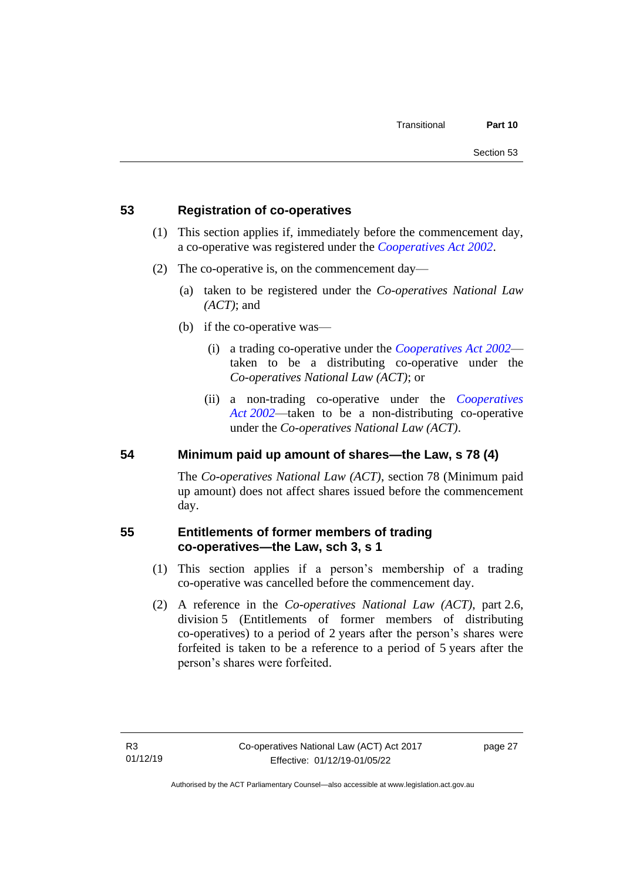## 53 Registration of co-operatives

(1) This section applies if, immediately before the commencement day, a co-operative was registered under the *Cooperatives Act 2002*.

(2) The co-operative is, on the commencement day—

(a) taken to be registered under the *Co-operatives National Law (ACT)*; and

(b) if the co-operative was—

(i) a trading co-operative under the *Cooperatives Act 2002*—taken to be a distributing co-operative under the *Co-operatives National Law (ACT)*; or

(ii) a non-trading co-operative under the *Cooperatives Act 2002*—taken to be a non-distributing co-operative under the *Co-operatives National Law (ACT)*.

## 54 Minimum paid up amount of shares—the Law, s 78 (4)

The *Co-operatives National Law (ACT)*, section 78 (Minimum paid up amount) does not affect shares issued before the commencement day.

## 55 Entitlements of former members of trading co-operatives—the Law, sch 3, s 1

(1) This section applies if a person's membership of a trading co-operative was cancelled before the commencement day.

(2) A reference in the *Co-operatives National Law (ACT)*, part 2.6, division 5 (Entitlements of former members of distributing co-operatives) to a period of 2 years after the person's shares were forfeited is taken to be a reference to a period of 5 years after the person's shares were forfeited.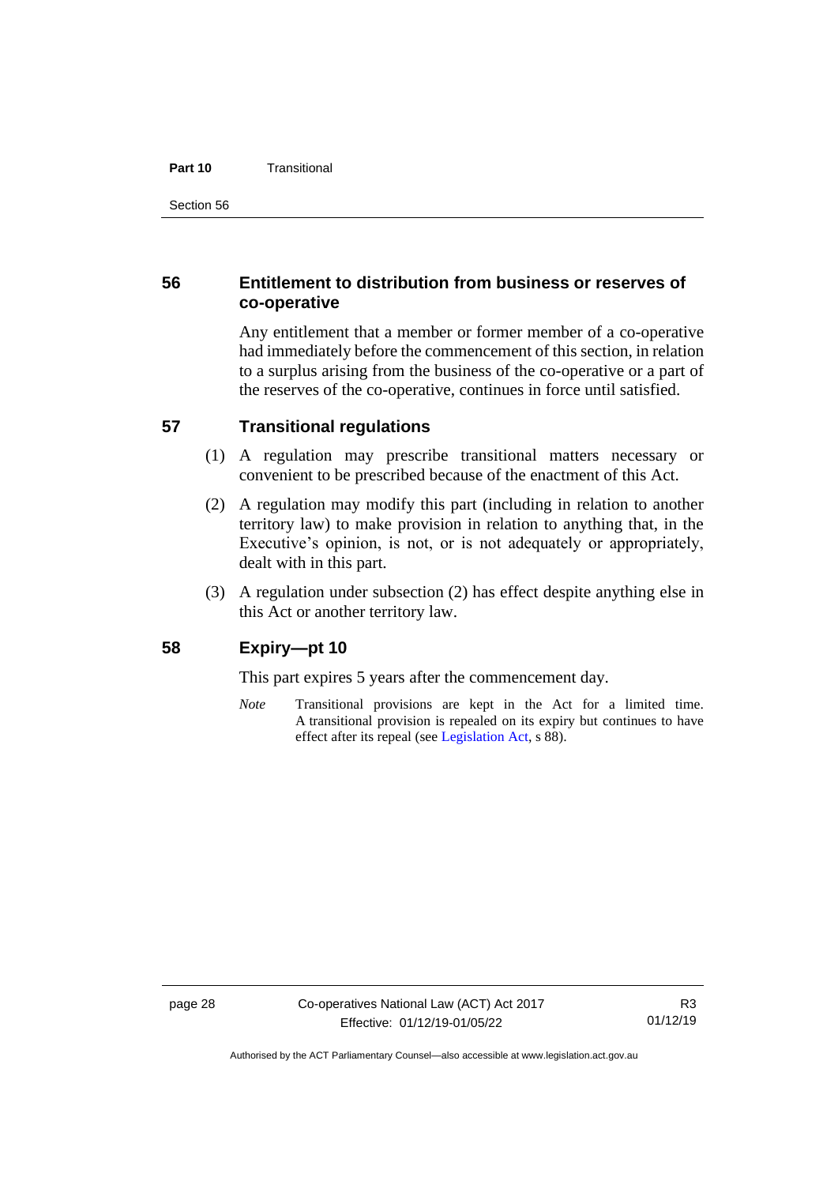## 56 Entitlement to distribution from business or reserves of co-operative

Any entitlement that a member or former member of a co-operative had immediately before the commencement of this section, in relation to a surplus arising from the business of the co-operative or a part of the reserves of the co-operative, continues in force until satisfied.

## 57 Transitional regulations

(1) A regulation may prescribe transitional matters necessary or convenient to be prescribed because of the enactment of this Act.

(2) A regulation may modify this part (including in relation to another territory law) to make provision in relation to anything that, in the Executive's opinion, is not, or is not adequately or appropriately, dealt with in this part.

(3) A regulation under subsection (2) has effect despite anything else in this Act or another territory law.

## 58 Expiry—pt 10

This part expires 5 years after the commencement day.

*Note* Transitional provisions are kept in the Act for a limited time. A transitional provision is repealed on its expiry but continues to have effect after its repeal (see Legislation Act, s 88).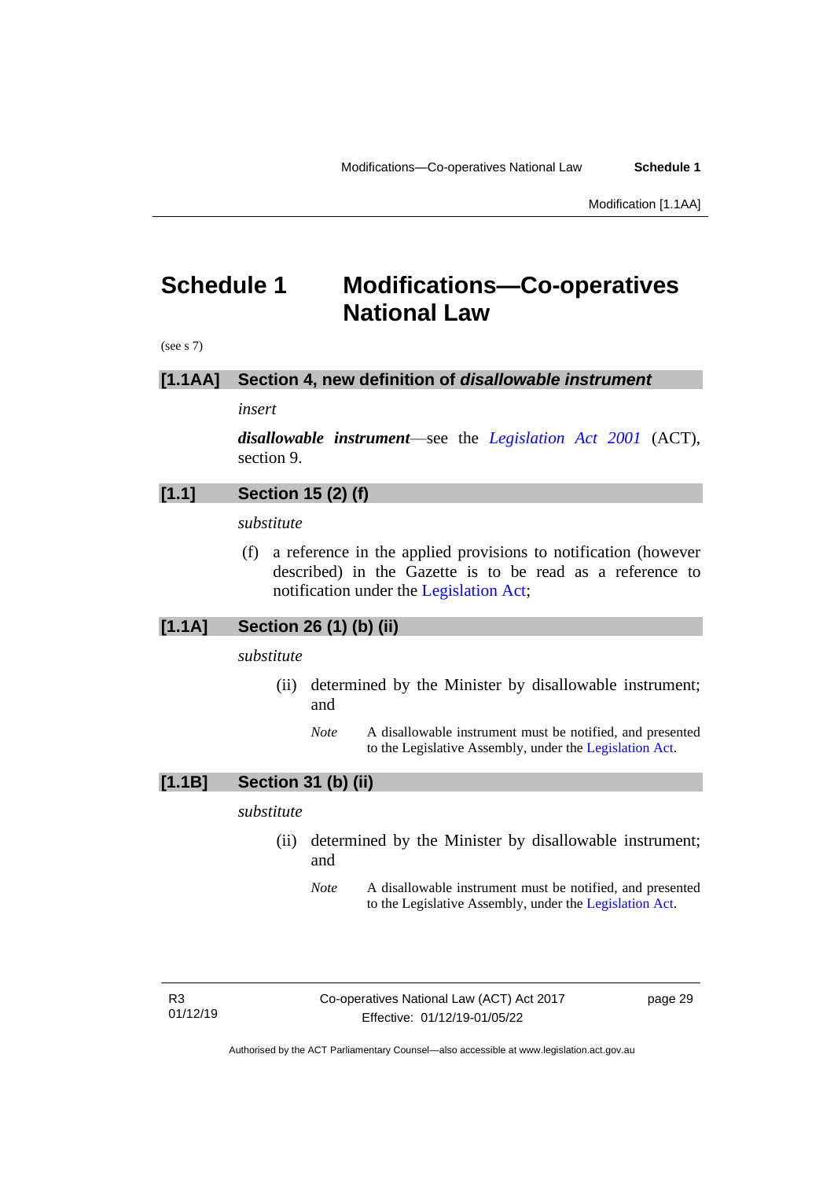# Schedule 1 Modifications—Co-operatives National Law

(see s 7)

## [1.1AA] Section 4, new definition of *disallowable instrument*

*insert*

***disallowable instrument***—see the *Legislation Act 2001* (ACT), section 9.

## [1.1] Section 15 (2) (f)

*substitute*

(f) a reference in the applied provisions to notification (however described) in the Gazette is to be read as a reference to notification under the Legislation Act;

## [1.1A] Section 26 (1) (b) (ii)

*substitute*

(ii) determined by the Minister by disallowable instrument; and

*Note* A disallowable instrument must be notified, and presented to the Legislative Assembly, under the Legislation Act.

## [1.1B] Section 31 (b) (ii)

*substitute*

(ii) determined by the Minister by disallowable instrument; and

*Note* A disallowable instrument must be notified, and presented to the Legislative Assembly, under the Legislation Act.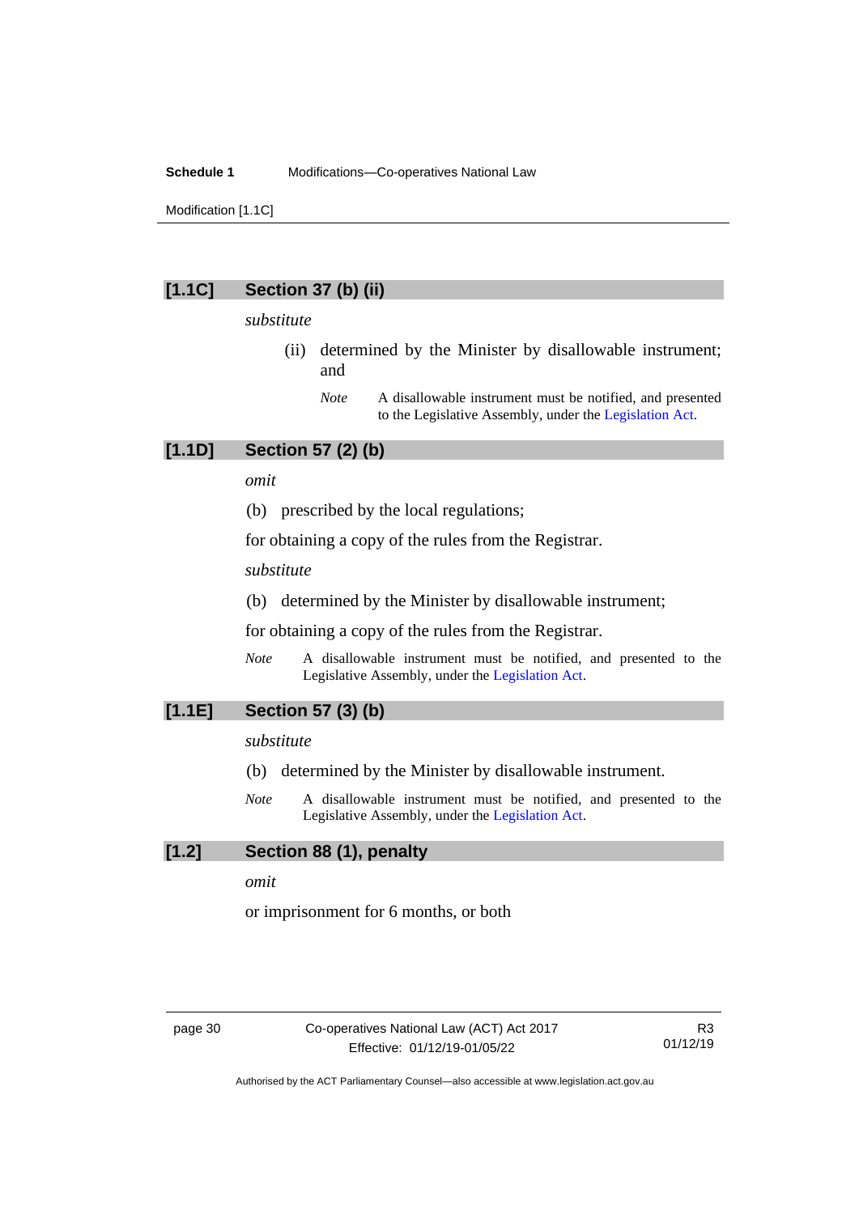## [1.1C] Section 37 (b) (ii)

*substitute*

(ii) determined by the Minister by disallowable instrument; and

*Note* A disallowable instrument must be notified, and presented to the Legislative Assembly, under the Legislation Act.

## [1.1D] Section 57 (2) (b)

*omit*

(b) prescribed by the local regulations;

for obtaining a copy of the rules from the Registrar.

*substitute*

(b) determined by the Minister by disallowable instrument;

for obtaining a copy of the rules from the Registrar.

*Note* A disallowable instrument must be notified, and presented to the Legislative Assembly, under the Legislation Act.

## [1.1E] Section 57 (3) (b)

*substitute*

(b) determined by the Minister by disallowable instrument.

*Note* A disallowable instrument must be notified, and presented to the Legislative Assembly, under the Legislation Act.

## [1.2] Section 88 (1), penalty

*omit*

or imprisonment for 6 months, or both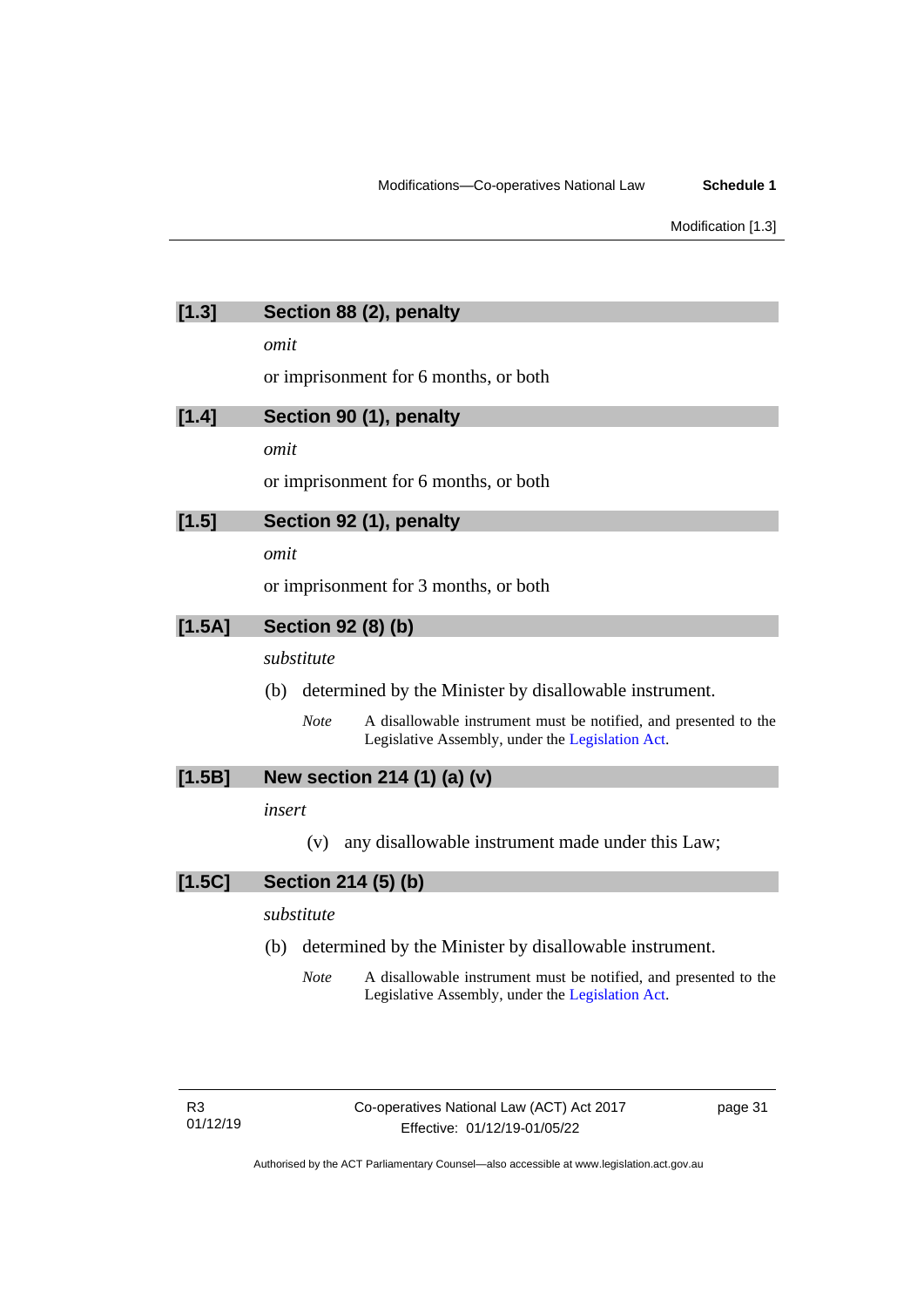### [1.3] Section 88 (2), penalty

*omit*

or imprisonment for 6 months, or both

### [1.4] Section 90 (1), penalty

*omit*

or imprisonment for 6 months, or both

### [1.5] Section 92 (1), penalty

*omit*

or imprisonment for 3 months, or both

### [1.5A] Section 92 (8) (b)

*substitute*

(b) determined by the Minister by disallowable instrument.

*Note* A disallowable instrument must be notified, and presented to the Legislative Assembly, under the Legislation Act.

### [1.5B] New section 214 (1) (a) (v)

*insert*

(v) any disallowable instrument made under this Law;

### [1.5C] Section 214 (5) (b)

*substitute*

(b) determined by the Minister by disallowable instrument.

*Note* A disallowable instrument must be notified, and presented to the Legislative Assembly, under the Legislation Act.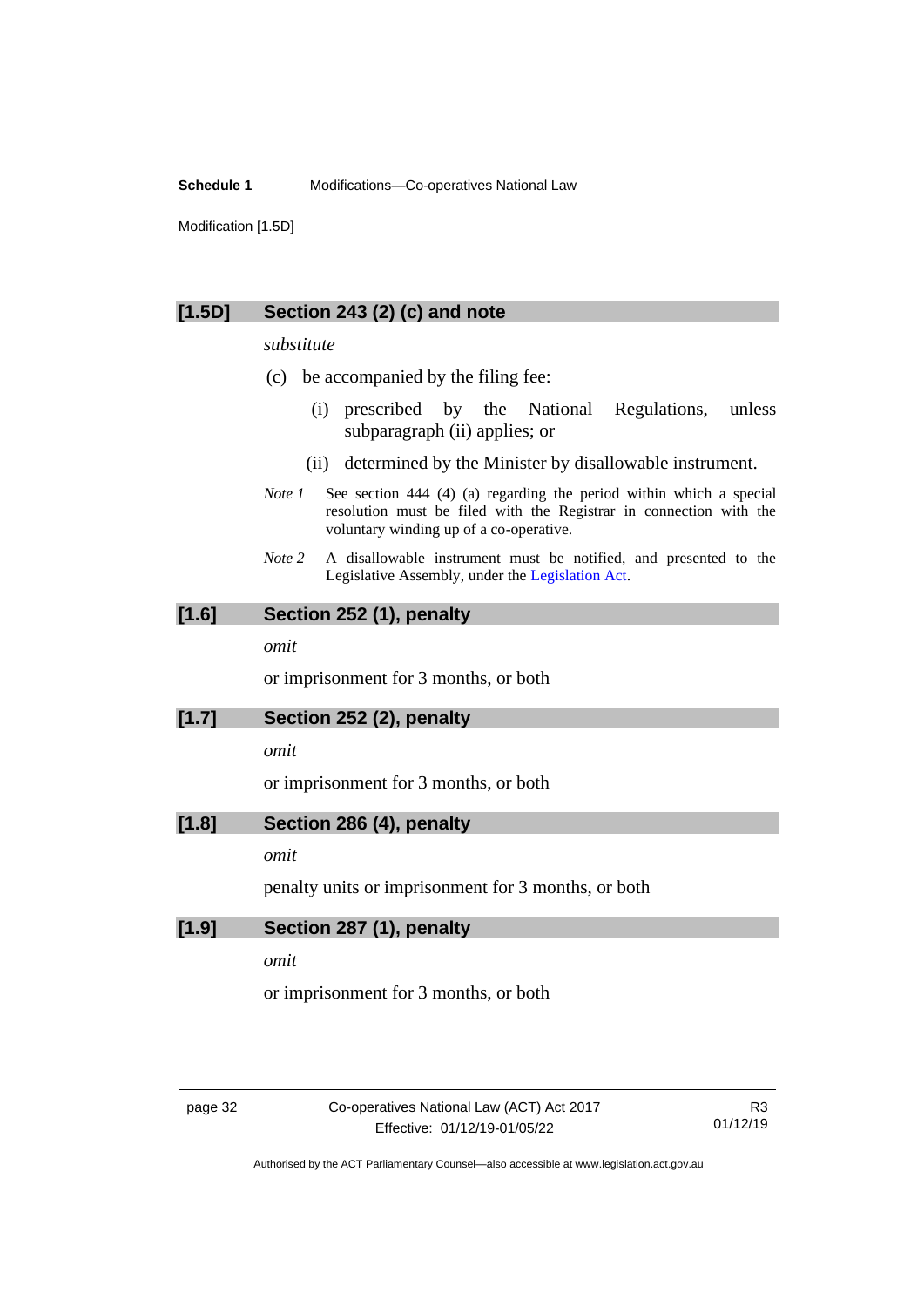## [1.5D] Section 243 (2) (c) and note

*substitute*

(c) be accompanied by the filing fee:

(i) prescribed by the National Regulations, unless subparagraph (ii) applies; or

(ii) determined by the Minister by disallowable instrument.

*Note 1* See section 444 (4) (a) regarding the period within which a special resolution must be filed with the Registrar in connection with the voluntary winding up of a co-operative.

*Note 2* A disallowable instrument must be notified, and presented to the Legislative Assembly, under the Legislation Act.

## [1.6] Section 252 (1), penalty

*omit*

or imprisonment for 3 months, or both

## [1.7] Section 252 (2), penalty

*omit*

or imprisonment for 3 months, or both

## [1.8] Section 286 (4), penalty

*omit*

penalty units or imprisonment for 3 months, or both

## [1.9] Section 287 (1), penalty

*omit*

or imprisonment for 3 months, or both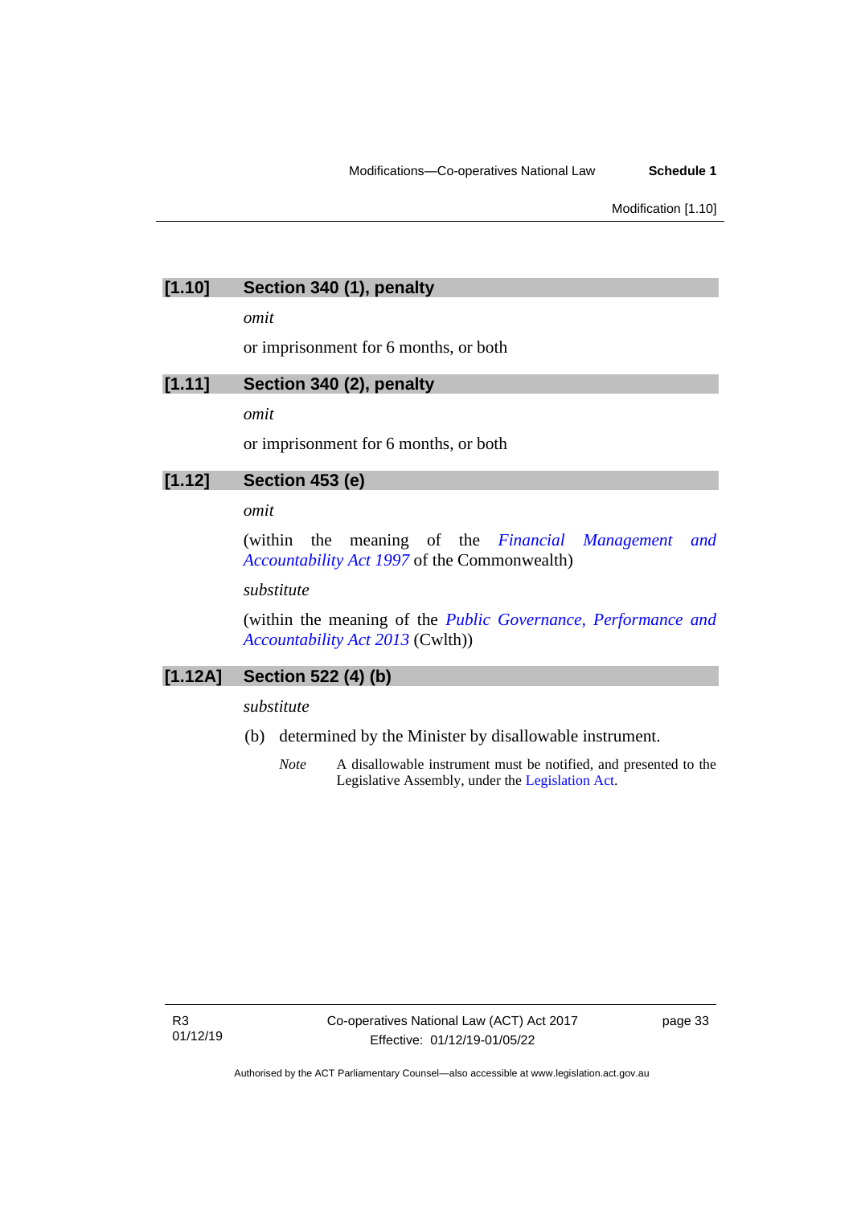## [1.10] Section 340 (1), penalty

*omit*

or imprisonment for 6 months, or both

## [1.11] Section 340 (2), penalty

*omit*

or imprisonment for 6 months, or both

## [1.12] Section 453 (e)

*omit*

(within the meaning of the *Financial Management and Accountability Act 1997* of the Commonwealth)

*substitute*

(within the meaning of the *Public Governance, Performance and Accountability Act 2013* (Cwlth))

## [1.12A] Section 522 (4) (b)

*substitute*

(b) determined by the Minister by disallowable instrument.

*Note* A disallowable instrument must be notified, and presented to the Legislative Assembly, under the Legislation Act.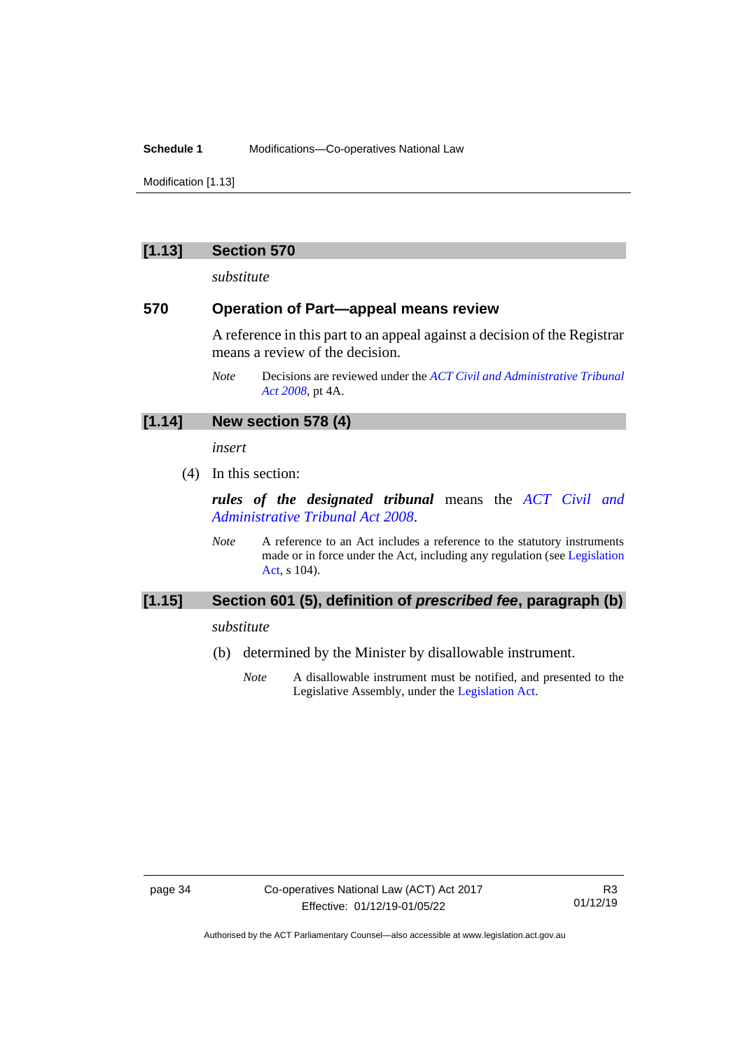## [1.13] Section 570

*substitute*

### 570 Operation of Part—appeal means review

A reference in this part to an appeal against a decision of the Registrar means a review of the decision.

*Note* Decisions are reviewed under the *ACT Civil and Administrative Tribunal Act 2008*, pt 4A.

## [1.14] New section 578 (4)

*insert*

(4) In this section:

***rules of the designated tribunal*** means the *ACT Civil and Administrative Tribunal Act 2008*.

*Note* A reference to an Act includes a reference to the statutory instruments made or in force under the Act, including any regulation (see Legislation Act, s 104).

## [1.15] Section 601 (5), definition of *prescribed fee*, paragraph (b)

*substitute*

(b) determined by the Minister by disallowable instrument.

*Note* A disallowable instrument must be notified, and presented to the Legislative Assembly, under the Legislation Act.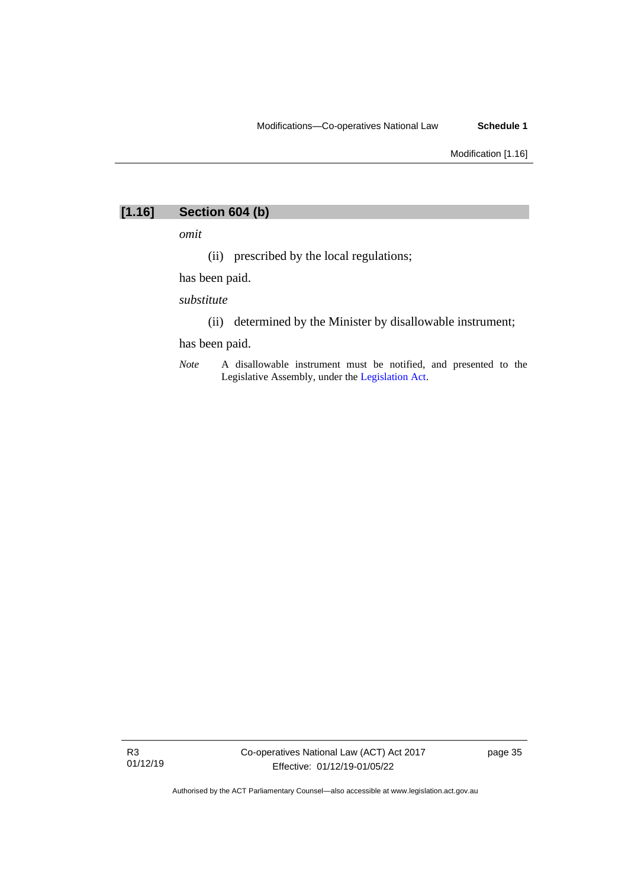## [1.16] Section 604 (b)

*omit*

(ii) prescribed by the local regulations;

has been paid.

*substitute*

(ii) determined by the Minister by disallowable instrument;

has been paid.

*Note* A disallowable instrument must be notified, and presented to the Legislative Assembly, under the Legislation Act.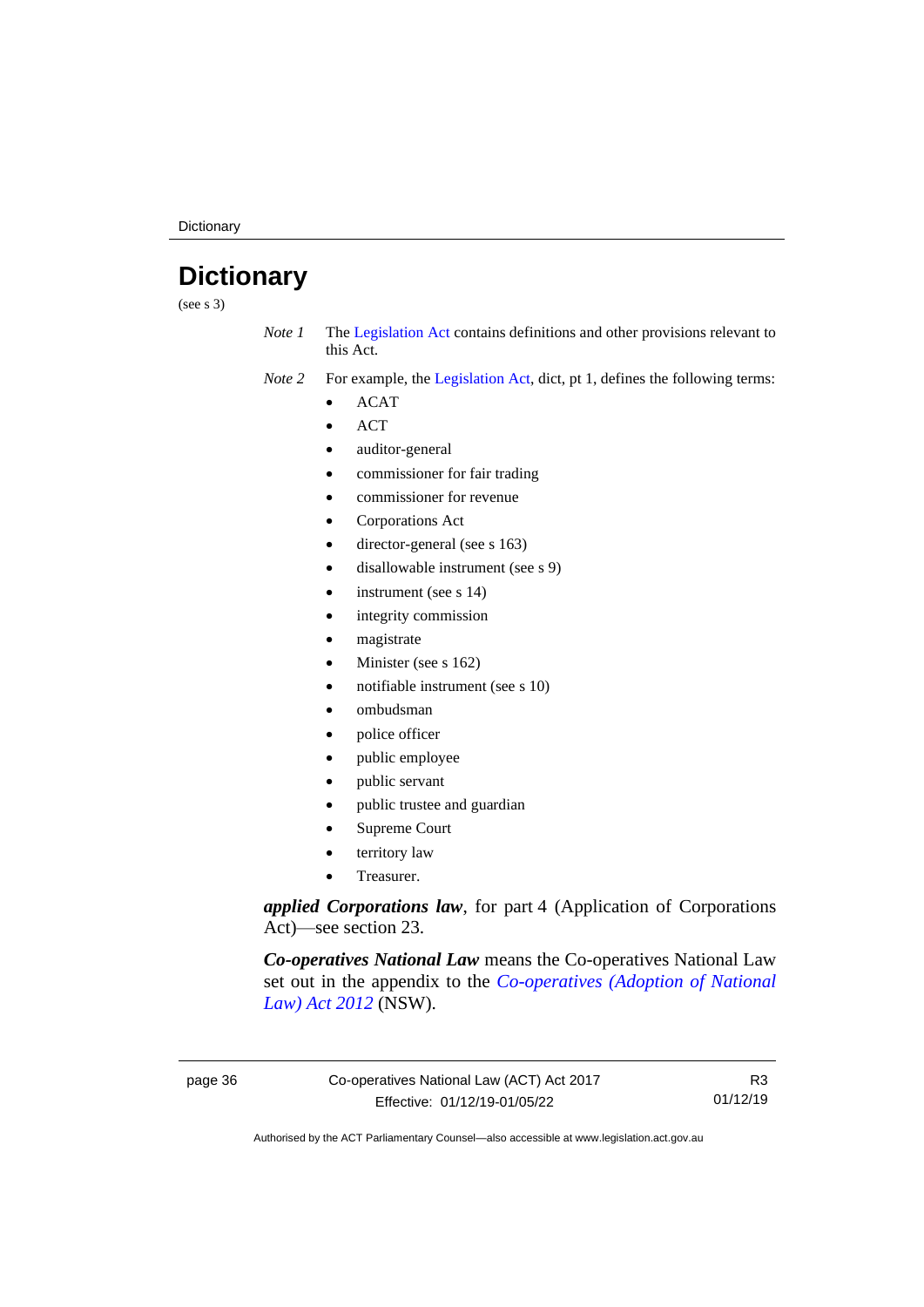# Dictionary

(see s 3)

*Note 1* The Legislation Act contains definitions and other provisions relevant to this Act.

*Note 2* For example, the Legislation Act, dict, pt 1, defines the following terms:

- ACAT
- ACT
- auditor-general
- commissioner for fair trading
- commissioner for revenue
- Corporations Act
- director-general (see s 163)
- disallowable instrument (see s 9)
- instrument (see s 14)
- integrity commission
- magistrate
- Minister (see s 162)
- notifiable instrument (see s 10)
- ombudsman
- police officer
- public employee
- public servant
- public trustee and guardian
- Supreme Court
- territory law
- Treasurer.

***applied Corporations law***, for part 4 (Application of Corporations Act)—see section 23.

***Co-operatives National Law*** means the Co-operatives National Law set out in the appendix to the *Co-operatives (Adoption of National Law) Act 2012* (NSW).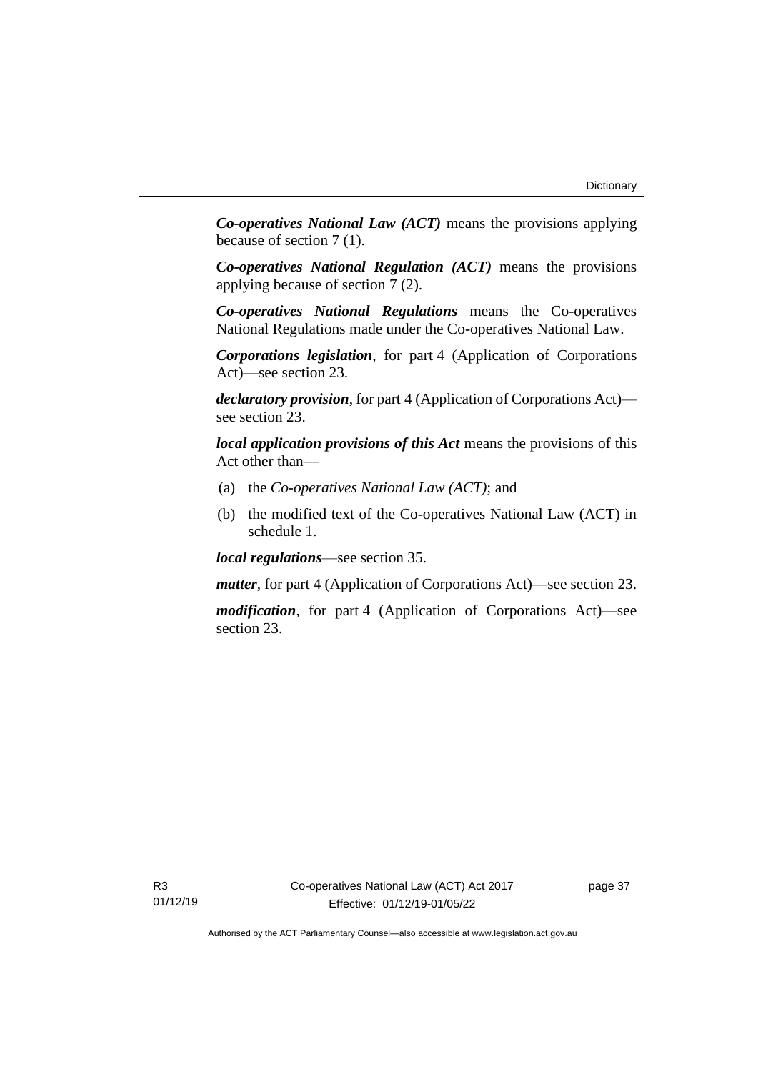***Co-operatives National Law (ACT)*** means the provisions applying because of section 7 (1).

***Co-operatives National Regulation (ACT)*** means the provisions applying because of section 7 (2).

***Co-operatives National Regulations*** means the Co-operatives National Regulations made under the Co-operatives National Law.

***Corporations legislation***, for part 4 (Application of Corporations Act)—see section 23.

***declaratory provision***, for part 4 (Application of Corporations Act)—see section 23.

***local application provisions of this Act*** means the provisions of this Act other than—

(a) the *Co-operatives National Law (ACT)*; and

(b) the modified text of the Co-operatives National Law (ACT) in schedule 1.

***local regulations***—see section 35.

***matter***, for part 4 (Application of Corporations Act)—see section 23.

***modification***, for part 4 (Application of Corporations Act)—see section 23.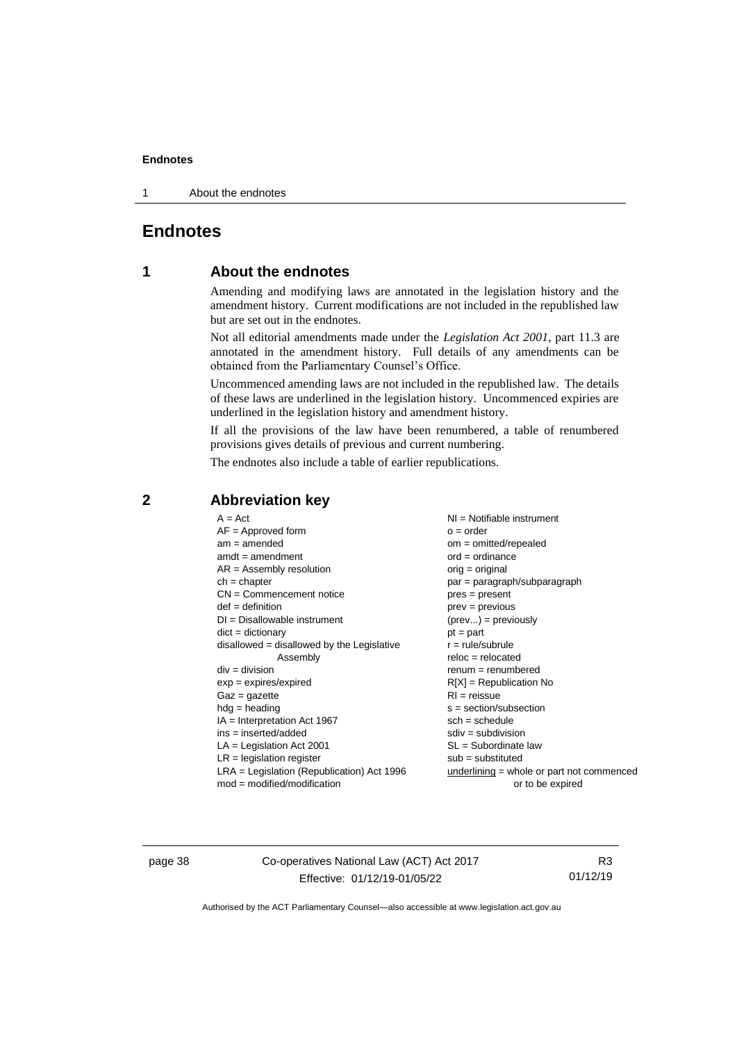# Endnotes

## 1 About the endnotes

Amending and modifying laws are annotated in the legislation history and the amendment history. Current modifications are not included in the republished law but are set out in the endnotes.

Not all editorial amendments made under the *Legislation Act 2001*, part 11.3 are annotated in the amendment history. Full details of any amendments can be obtained from the Parliamentary Counsel's Office.

Uncommenced amending laws are not included in the republished law. The details of these laws are underlined in the legislation history. Uncommenced expiries are underlined in the legislation history and amendment history.

If all the provisions of the law have been renumbered, a table of renumbered provisions gives details of previous and current numbering.

The endnotes also include a table of earlier republications.

## 2 Abbreviation key

A = Act
AF = Approved form
am = amended
amdt = amendment
AR = Assembly resolution
ch = chapter
CN = Commencement notice
def = definition
DI = Disallowable instrument
dict = dictionary
disallowed = disallowed by the Legislative Assembly
div = division
exp = expires/expired
Gaz = gazette
hdg = heading
IA = Interpretation Act 1967
ins = inserted/added
LA = Legislation Act 2001
LR = legislation register
LRA = Legislation (Republication) Act 1996
mod = modified/modification
NI = Notifiable instrument
o = order
om = omitted/repealed
ord = ordinance
orig = original
par = paragraph/subparagraph
pres = present
prev = previous
(prev...) = previously
pt = part
r = rule/subrule
reloc = relocated
renum = renumbered
R[X] = Republication No
RI = reissue
s = section/subsection
sch = schedule
sdiv = subdivision
SL = Subordinate law
sub = substituted
<u>underlining</u> = whole or part not commenced or to be expired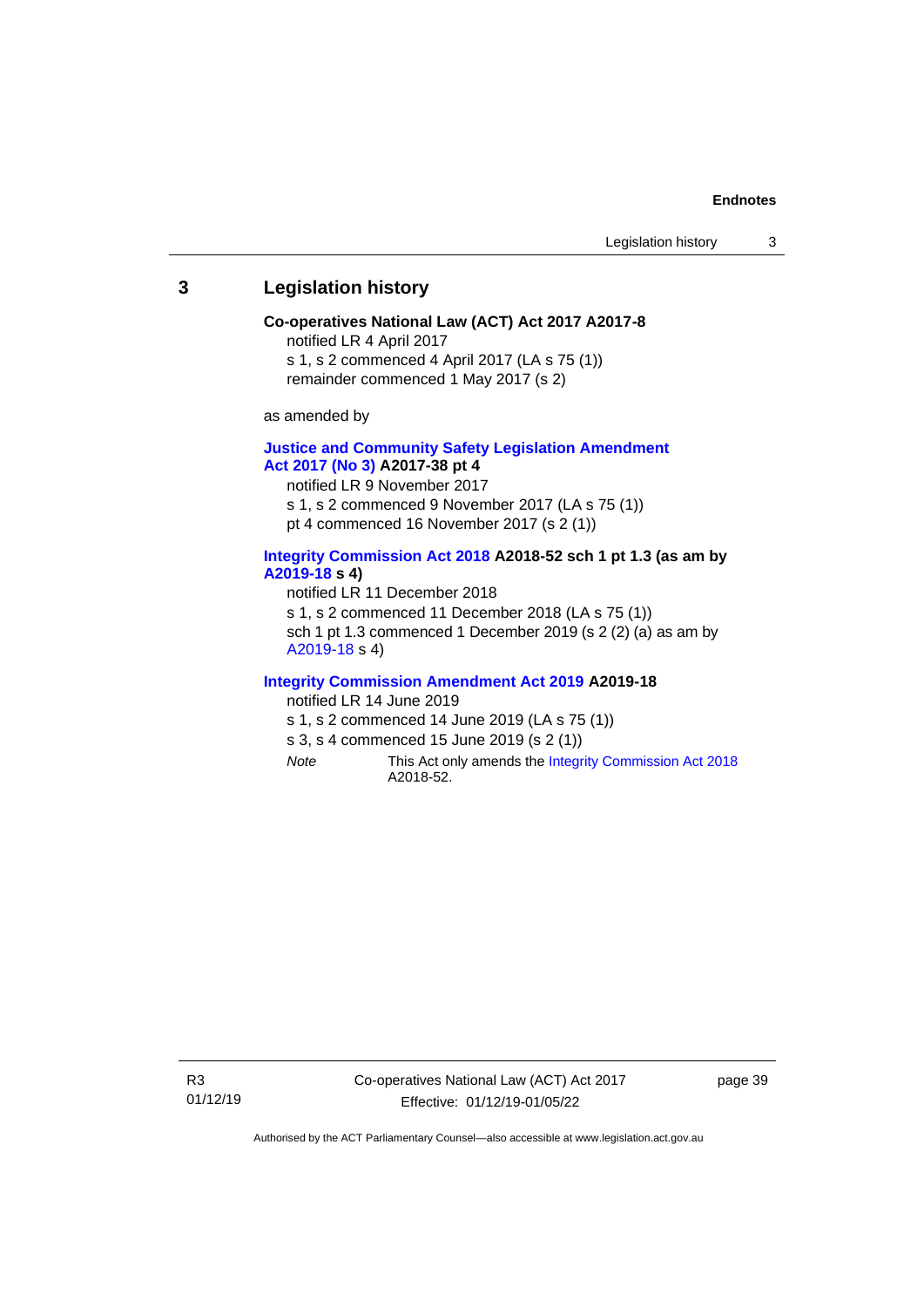## 3 Legislation history

**Co-operatives National Law (ACT) Act 2017 A2017-8**

notified LR 4 April 2017

s 1, s 2 commenced 4 April 2017 (LA s 75 (1))

remainder commenced 1 May 2017 (s 2)

as amended by

**Justice and Community Safety Legislation Amendment Act 2017 (No 3) A2017-38 pt 4**

notified LR 9 November 2017

s 1, s 2 commenced 9 November 2017 (LA s 75 (1))

pt 4 commenced 16 November 2017 (s 2 (1))

**Integrity Commission Act 2018 A2018-52 sch 1 pt 1.3 (as am by A2019-18 s 4)**

notified LR 11 December 2018

s 1, s 2 commenced 11 December 2018 (LA s 75 (1))

sch 1 pt 1.3 commenced 1 December 2019 (s 2 (2) (a) as am by A2019-18 s 4)

**Integrity Commission Amendment Act 2019 A2019-18**

notified LR 14 June 2019

s 1, s 2 commenced 14 June 2019 (LA s 75 (1))

s 3, s 4 commenced 15 June 2019 (s 2 (1))

*Note* This Act only amends the Integrity Commission Act 2018 A2018-52.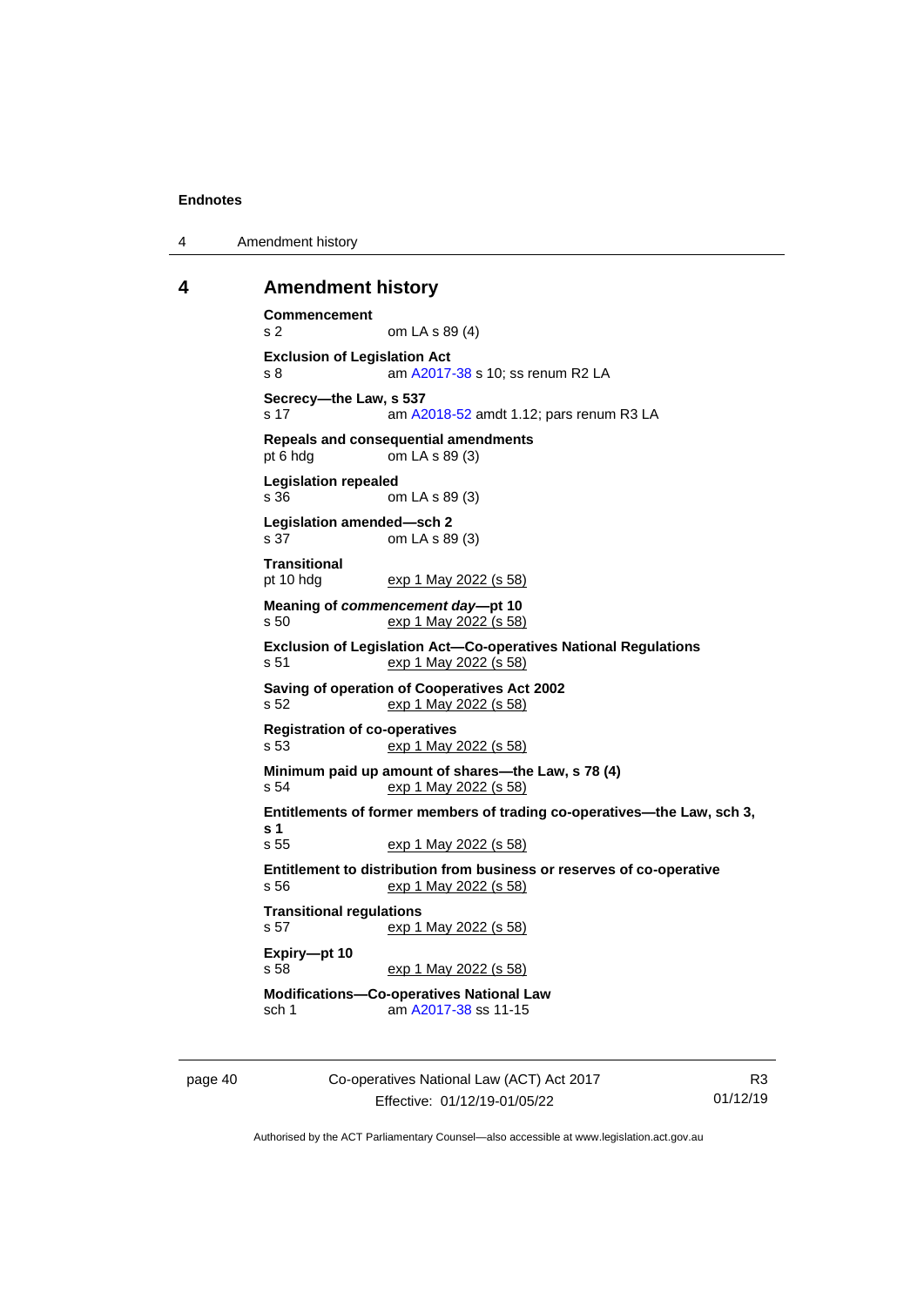## 4 Amendment history

**Commencement**
s 2 om LA s 89 (4)

**Exclusion of Legislation Act**
s 8 am A2017-38 s 10; ss renum R2 LA

**Secrecy—the Law, s 537**
s 17 am A2018-52 amdt 1.12; pars renum R3 LA

**Repeals and consequential amendments**
pt 6 hdg om LA s 89 (3)

**Legislation repealed**
s 36 om LA s 89 (3)

**Legislation amended—sch 2**
s 37 om LA s 89 (3)

**Transitional**
pt 10 hdg exp 1 May 2022 (s 58)

**Meaning of *commencement day*—pt 10**
s 50 exp 1 May 2022 (s 58)

**Exclusion of Legislation Act—Co-operatives National Regulations**
s 51 exp 1 May 2022 (s 58)

**Saving of operation of Cooperatives Act 2002**
s 52 exp 1 May 2022 (s 58)

**Registration of co-operatives**
s 53 exp 1 May 2022 (s 58)

**Minimum paid up amount of shares—the Law, s 78 (4)**
s 54 exp 1 May 2022 (s 58)

**Entitlements of former members of trading co-operatives—the Law, sch 3, s 1**
s 55 exp 1 May 2022 (s 58)

**Entitlement to distribution from business or reserves of co-operative**
s 56 exp 1 May 2022 (s 58)

**Transitional regulations**
s 57 exp 1 May 2022 (s 58)

**Expiry—pt 10**
s 58 exp 1 May 2022 (s 58)

**Modifications—Co-operatives National Law**
sch 1 am A2017-38 ss 11-15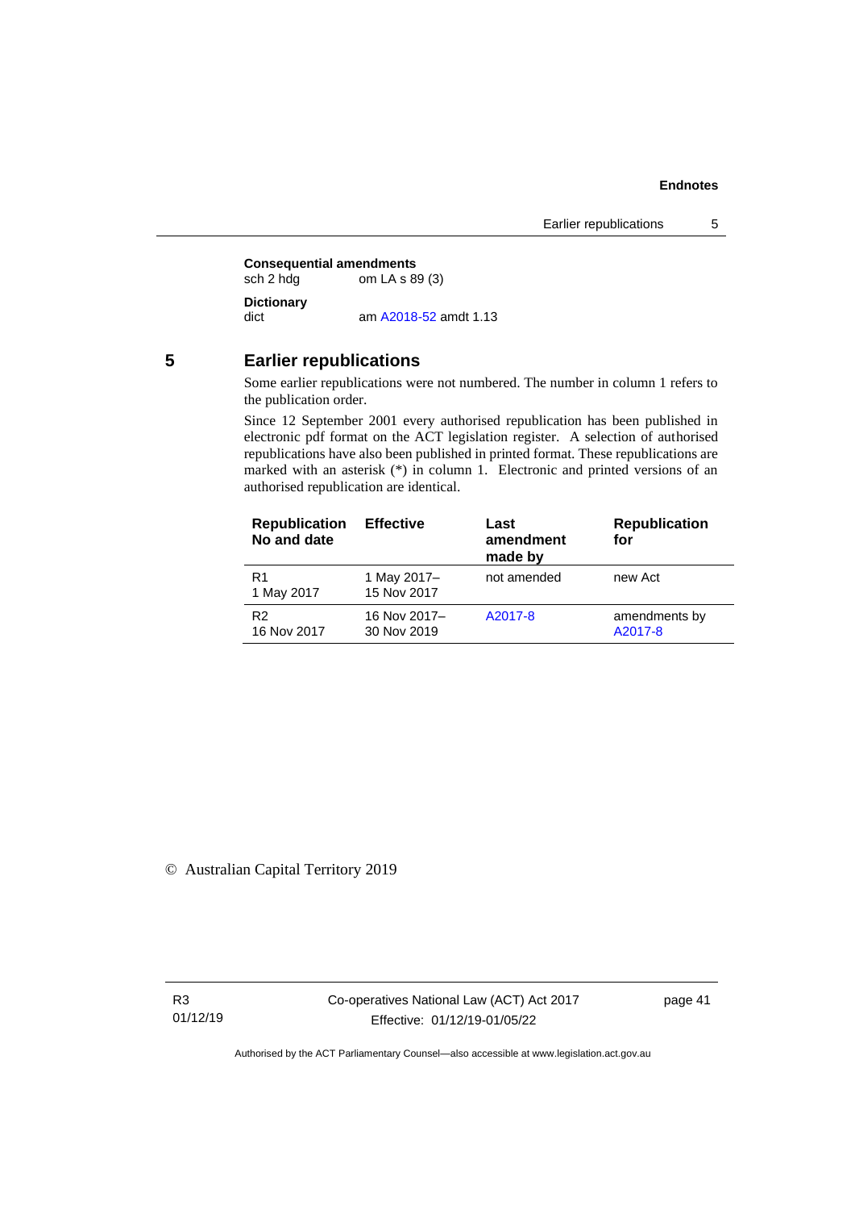**Consequential amendments**

sch 2 hdg om LA s 89 (3)

**Dictionary**

dict am A2018-52 amdt 1.13

## 5 Earlier republications

Some earlier republications were not numbered. The number in column 1 refers to the publication order.

Since 12 September 2001 every authorised republication has been published in electronic pdf format on the ACT legislation register. A selection of authorised republications have also been published in printed format. These republications are marked with an asterisk (*) in column 1. Electronic and printed versions of an authorised republication are identical.

| Republication No and date | Effective | Last amendment made by | Republication for |
|---|---|---|---|
| R1<br>1 May 2017 | 1 May 2017–<br>15 Nov 2017 | not amended | new Act |
| R2<br>16 Nov 2017 | 16 Nov 2017–<br>30 Nov 2019 | A2017-8 | amendments by<br>A2017-8 |

© Australian Capital Territory 2019